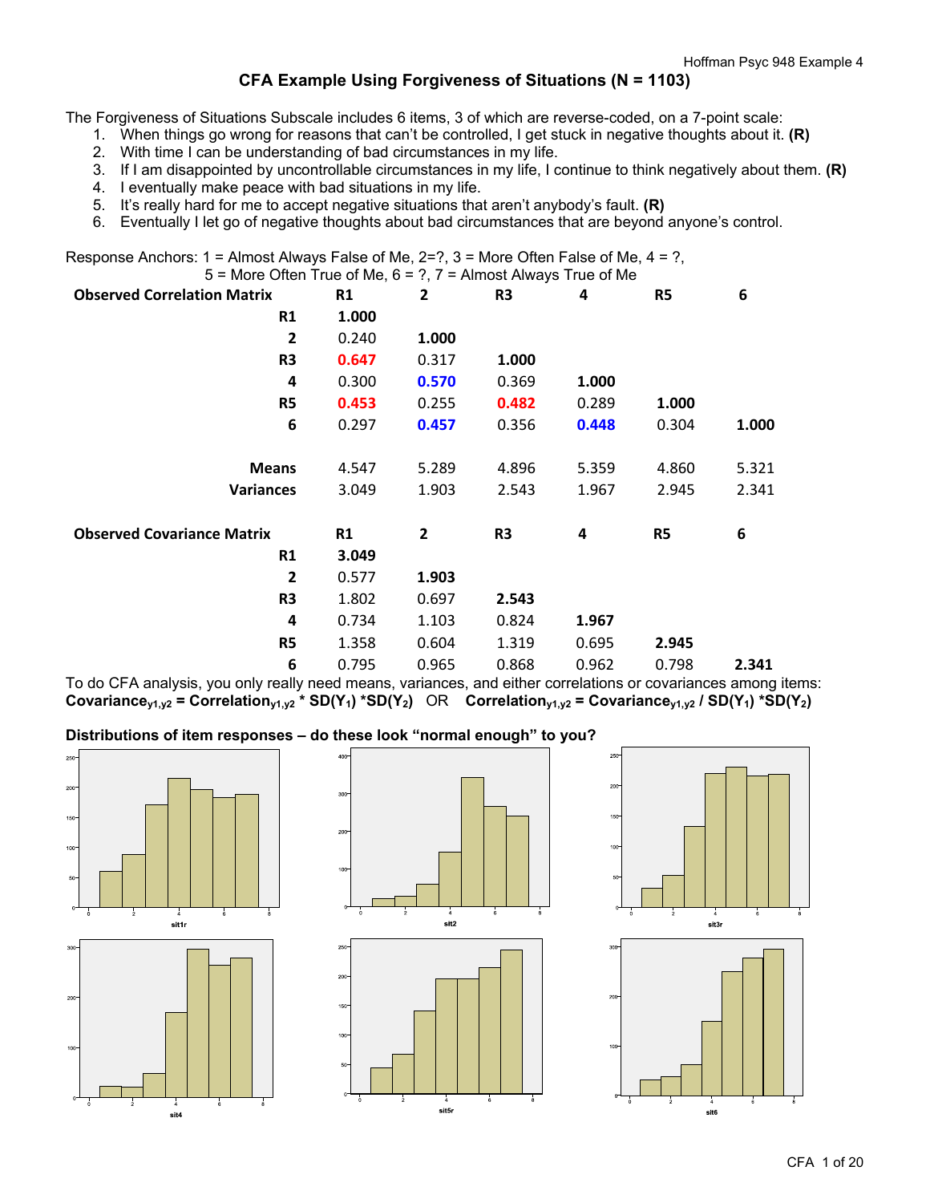## CFA Example Using Forgiveness of Situations (N = 1103)

The Forgiveness of Situations Subscale includes 6 items, 3 of which are reverse-coded, on a 7-point scale:

1. When things go wrong for reasons that can't be controlled, I get stuck in negative thoughts about it. **(R)**
2. With time I can be understanding of bad circumstances in my life.
3. If I am disappointed by uncontrollable circumstances in my life, I continue to think negatively about them. **(R)**
4. I eventually make peace with bad situations in my life.
5. It's really hard for me to accept negative situations that aren't anybody's fault. **(R)**
6. Eventually I let go of negative thoughts about bad circumstances that are beyond anyone's control.

Response Anchors: 1 = Almost Always False of Me, 2=?, 3 = More Often False of Me, 4 = ?,
5 = More Often True of Me, 6 = ?, 7 = Almost Always True of Me

| **Observed Correlation Matrix** | **R1** | **2** | **R3** | **4** | **R5** | **6** |
|---|---|---|---|---|---|---|
| **R1** | **1.000** | | | | | |
| **2** | 0.240 | **1.000** | | | | |
| **R3** | 0.647 | 0.317 | **1.000** | | | |
| **4** | 0.300 | 0.570 | 0.369 | **1.000** | | |
| **R5** | 0.453 | 0.255 | 0.482 | 0.289 | **1.000** | |
| **6** | 0.297 | 0.457 | 0.356 | 0.448 | 0.304 | **1.000** |
| | | | | | | |
| **Means** | 4.547 | 5.289 | 4.896 | 5.359 | 4.860 | 5.321 |
| **Variances** | 3.049 | 1.903 | 2.543 | 1.967 | 2.945 | 2.341 |

| **Observed Covariance Matrix** | **R1** | **2** | **R3** | **4** | **R5** | **6** |
|---|---|---|---|---|---|---|
| **R1** | **3.049** | | | | | |
| **2** | 0.577 | **1.903** | | | | |
| **R3** | 1.802 | 0.697 | **2.543** | | | |
| **4** | 0.734 | 1.103 | 0.824 | **1.967** | | |
| **R5** | 1.358 | 0.604 | 1.319 | 0.695 | **2.945** | |
| **6** | 0.795 | 0.965 | 0.868 | 0.962 | 0.798 | **2.341** |

To do CFA analysis, you only really need means, variances, and either correlations or covariances among items:
**$\text{Covariance}_{y1,y2} = \text{Correlation}_{y1,y2} * SD(Y_1) * SD(Y_2)$** OR **$\text{Correlation}_{y1,y2} = \text{Covariance}_{y1,y2} / SD(Y_1) * SD(Y_2)$**

**Distributions of item responses – do these look "normal enough" to you?**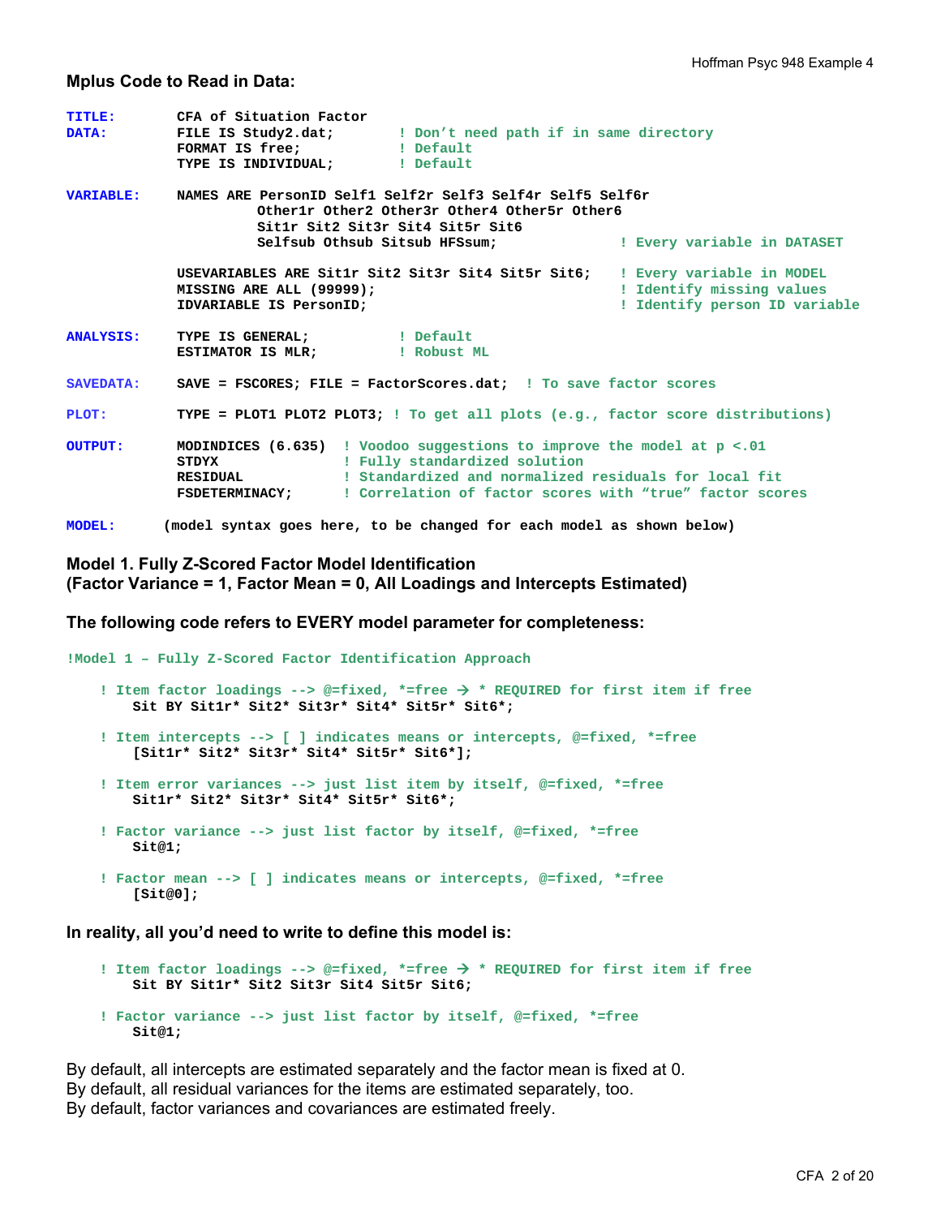### Mplus Code to Read in Data:

```
TITLE:      CFA of Situation Factor
DATA:       FILE IS Study2.dat;        ! Don't need path if in same directory
            FORMAT IS free;            ! Default
            TYPE IS INDIVIDUAL;        ! Default

VARIABLE:   NAMES ARE PersonID Self1 Self2r Self3 Self4r Self5 Self6r
                      Other1r Other2 Other3r Other4 Other5r Other6
                      Sit1r Sit2 Sit3r Sit4 Sit5r Sit6
                      Selfsub Othsub Sitsub HFSsum;             ! Every variable in DATASET

            USEVARIABLES ARE Sit1r Sit2 Sit3r Sit4 Sit5r Sit6;  ! Every variable in MODEL
            MISSING ARE ALL (99999);                            ! Identify missing values
            IDVARIABLE IS PersonID;                             ! Identify person ID variable

ANALYSIS:   TYPE IS GENERAL;           ! Default
            ESTIMATOR IS MLR;          ! Robust ML

SAVEDATA:   SAVE = FSCORES; FILE = FactorScores.dat;  ! To save factor scores

PLOT:       TYPE = PLOT1 PLOT2 PLOT3; ! To get all plots (e.g., factor score distributions)

OUTPUT:     MODINDICES (6.635)  ! Voodoo suggestions to improve the model at p <.01
            STDYX               ! Fully standardized solution
            RESIDUAL            ! Standardized and normalized residuals for local fit
            FSDETERMINACY;      ! Correlation of factor scores with "true" factor scores

MODEL:     (model syntax goes here, to be changed for each model as shown below)
```

### Model 1. Fully Z-Scored Factor Model Identification (Factor Variance = 1, Factor Mean = 0, All Loadings and Intercepts Estimated)

**The following code refers to EVERY model parameter for completeness:**

```
!Model 1 – Fully Z-Scored Factor Identification Approach

    ! Item factor loadings --> @=fixed, *=free → * REQUIRED for first item if free
        Sit BY Sit1r* Sit2* Sit3r* Sit4* Sit5r* Sit6*;

    ! Item intercepts --> [ ] indicates means or intercepts, @=fixed, *=free
        [Sit1r* Sit2* Sit3r* Sit4* Sit5r* Sit6*];

    ! Item error variances --> just list item by itself, @=fixed, *=free
        Sit1r* Sit2* Sit3r* Sit4* Sit5r* Sit6*;

    ! Factor variance --> just list factor by itself, @=fixed, *=free
        Sit@1;

    ! Factor mean --> [ ] indicates means or intercepts, @=fixed, *=free
        [Sit@0];
```

**In reality, all you'd need to write to define this model is:**

```
    ! Item factor loadings --> @=fixed, *=free → * REQUIRED for first item if free
        Sit BY Sit1r* Sit2 Sit3r Sit4 Sit5r Sit6;

    ! Factor variance --> just list factor by itself, @=fixed, *=free
        Sit@1;
```

By default, all intercepts are estimated separately and the factor mean is fixed at 0.
By default, all residual variances for the items are estimated separately, too.
By default, factor variances and covariances are estimated freely.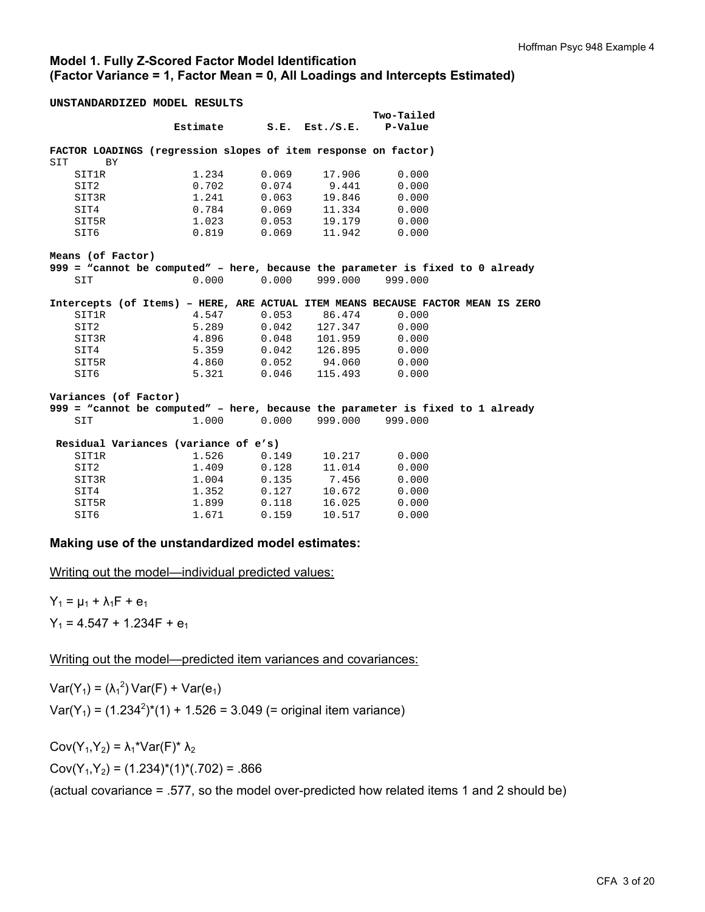### Model 1. Fully Z-Scored Factor Model Identification
### (Factor Variance = 1, Factor Mean = 0, All Loadings and Intercepts Estimated)

```
UNSTANDARDIZED MODEL RESULTS
                                                    Two-Tailed
                    Estimate       S.E.  Est./S.E.    P-Value

FACTOR LOADINGS (regression slopes of item response on factor)
SIT      BY
    SIT1R              1.234      0.069     17.906      0.000
    SIT2               0.702      0.074      9.441      0.000
    SIT3R              1.241      0.063     19.846      0.000
    SIT4               0.784      0.069     11.334      0.000
    SIT5R              1.023      0.053     19.179      0.000
    SIT6               0.819      0.069     11.942      0.000

Means (of Factor)
999 = "cannot be computed" – here, because the parameter is fixed to 0 already
    SIT                0.000      0.000    999.000    999.000

Intercepts (of Items) – HERE, ARE ACTUAL ITEM MEANS BECAUSE FACTOR MEAN IS ZERO
    SIT1R              4.547      0.053     86.474      0.000
    SIT2               5.289      0.042    127.347      0.000
    SIT3R              4.896      0.048    101.959      0.000
    SIT4               5.359      0.042    126.895      0.000
    SIT5R              4.860      0.052     94.060      0.000
    SIT6               5.321      0.046    115.493      0.000

Variances (of Factor)
999 = "cannot be computed" – here, because the parameter is fixed to 1 already
    SIT                1.000      0.000    999.000    999.000

 Residual Variances (variance of e's)
    SIT1R              1.526      0.149     10.217      0.000
    SIT2               1.409      0.128     11.014      0.000
    SIT3R              1.004      0.135      7.456      0.000
    SIT4               1.352      0.127     10.672      0.000
    SIT5R              1.899      0.118     16.025      0.000
    SIT6               1.671      0.159     10.517      0.000
```

**Making use of the unstandardized model estimates:**

Writing out the model—individual predicted values:

$Y_1 = \mu_1 + \lambda_1 F + e_1$

$Y_1 = 4.547 + 1.234F + e_1$

Writing out the model—predicted item variances and covariances:

$\text{Var}(Y_1) = (\lambda_1^2)\,\text{Var}(F) + \text{Var}(e_1)$

$\text{Var}(Y_1) = (1.234^2)*(1) + 1.526 = 3.049$ (= original item variance)

$\text{Cov}(Y_1, Y_2) = \lambda_1 * \text{Var}(F) * \lambda_2$

$\text{Cov}(Y_1, Y_2) = (1.234)*(1)*(.702) = .866$

(actual covariance = .577, so the model over-predicted how related items 1 and 2 should be)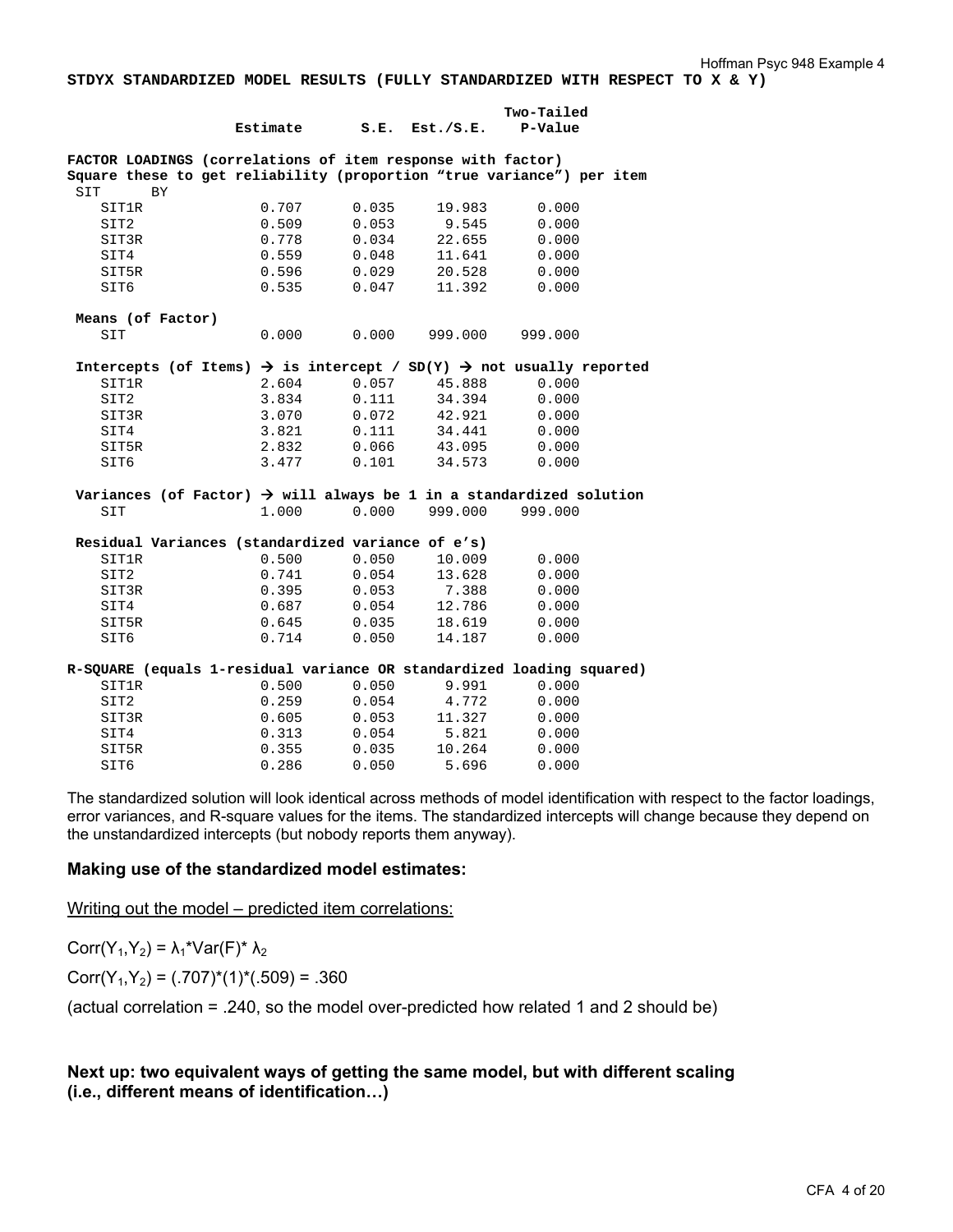**STDYX STANDARDIZED MODEL RESULTS (FULLY STANDARDIZED WITH RESPECT TO X & Y)**

```
                                                    Two-Tailed
                    Estimate       S.E.  Est./S.E.    P-Value

FACTOR LOADINGS (correlations of item response with factor)
Square these to get reliability (proportion "true variance") per item
 SIT      BY
    SIT1R              0.707      0.035     19.983      0.000
    SIT2               0.509      0.053      9.545      0.000
    SIT3R              0.778      0.034     22.655      0.000
    SIT4               0.559      0.048     11.641      0.000
    SIT5R              0.596      0.029     20.528      0.000
    SIT6               0.535      0.047     11.392      0.000

 Means (of Factor)
    SIT                0.000      0.000    999.000    999.000

 Intercepts (of Items) → is intercept / SD(Y) → not usually reported
    SIT1R              2.604      0.057     45.888      0.000
    SIT2               3.834      0.111     34.394      0.000
    SIT3R              3.070      0.072     42.921      0.000
    SIT4               3.821      0.111     34.441      0.000
    SIT5R              2.832      0.066     43.095      0.000
    SIT6               3.477      0.101     34.573      0.000

 Variances (of Factor) → will always be 1 in a standardized solution
    SIT                1.000      0.000    999.000    999.000

 Residual Variances (standardized variance of e's)
    SIT1R              0.500      0.050     10.009      0.000
    SIT2               0.741      0.054     13.628      0.000
    SIT3R              0.395      0.053      7.388      0.000
    SIT4               0.687      0.054     12.786      0.000
    SIT5R              0.645      0.035     18.619      0.000
    SIT6               0.714      0.050     14.187      0.000

R-SQUARE (equals 1-residual variance OR standardized loading squared)
    SIT1R              0.500      0.050      9.991      0.000
    SIT2               0.259      0.054      4.772      0.000
    SIT3R              0.605      0.053     11.327      0.000
    SIT4               0.313      0.054      5.821      0.000
    SIT5R              0.355      0.035     10.264      0.000
    SIT6               0.286      0.050      5.696      0.000
```

The standardized solution will look identical across methods of model identification with respect to the factor loadings, error variances, and R-square values for the items. The standardized intercepts will change because they depend on the unstandardized intercepts (but nobody reports them anyway).

### Making use of the standardized model estimates:

Writing out the model – predicted item correlations:

$Corr(Y_1,Y_2) = \lambda_1 * Var(F) * \lambda_2$

$Corr(Y_1,Y_2) = (.707)*(1)*(.509) = .360$

(actual correlation = .240, so the model over-predicted how related 1 and 2 should be)

### Next up: two equivalent ways of getting the same model, but with different scaling (i.e., different means of identification…)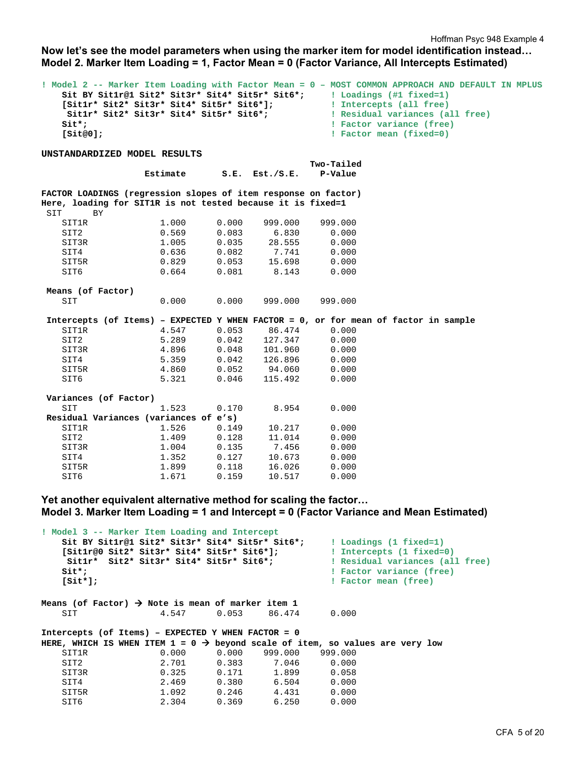**Now let's see the model parameters when using the marker item for model identification instead…**
**Model 2. Marker Item Loading = 1, Factor Mean = 0 (Factor Variance, All Intercepts Estimated)**

```
! Model 2 -- Marker Item Loading with Factor Mean = 0 – MOST COMMON APPROACH AND DEFAULT IN MPLUS
    Sit BY Sit1r@1 Sit2* Sit3r* Sit4* Sit5r* Sit6*;     ! Loadings (#1 fixed=1)
    [Sit1r* Sit2* Sit3r* Sit4* Sit5r* Sit6*];           ! Intercepts (all free)
     Sit1r* Sit2* Sit3r* Sit4* Sit5r* Sit6*;            ! Residual variances (all free)
    Sit*;                                               ! Factor variance (free)
    [Sit@0];                                            ! Factor mean (fixed=0)
```

```
UNSTANDARDIZED MODEL RESULTS
                                                    Two-Tailed
                    Estimate       S.E.  Est./S.E.    P-Value

FACTOR LOADINGS (regression slopes of item response on factor)
Here, loading for SIT1R is not tested because it is fixed=1
 SIT      BY
    SIT1R              1.000      0.000    999.000    999.000
    SIT2               0.569      0.083      6.830      0.000
    SIT3R              1.005      0.035     28.555      0.000
    SIT4               0.636      0.082      7.741      0.000
    SIT5R              0.829      0.053     15.698      0.000
    SIT6               0.664      0.081      8.143      0.000

 Means (of Factor)
    SIT                0.000      0.000    999.000    999.000

 Intercepts (of Items) – EXPECTED Y WHEN FACTOR = 0, or for mean of factor in sample
    SIT1R              4.547      0.053     86.474      0.000
    SIT2               5.289      0.042    127.347      0.000
    SIT3R              4.896      0.048    101.960      0.000
    SIT4               5.359      0.042    126.896      0.000
    SIT5R              4.860      0.052     94.060      0.000
    SIT6               5.321      0.046    115.492      0.000

 Variances (of Factor)
    SIT                1.523      0.170      8.954      0.000
 Residual Variances (variances of e's)
    SIT1R              1.526      0.149     10.217      0.000
    SIT2               1.409      0.128     11.014      0.000
    SIT3R              1.004      0.135      7.456      0.000
    SIT4               1.352      0.127     10.673      0.000
    SIT5R              1.899      0.118     16.026      0.000
    SIT6               1.671      0.159     10.517      0.000
```

**Yet another equivalent alternative method for scaling the factor…**
**Model 3. Marker Item Loading = 1 and Intercept = 0 (Factor Variance and Mean Estimated)**

```
! Model 3 -- Marker Item Loading and Intercept
    Sit BY Sit1r@1 Sit2* Sit3r* Sit4* Sit5r* Sit6*;     ! Loadings (1 fixed=1)
    [Sit1r@0 Sit2* Sit3r* Sit4* Sit5r* Sit6*];          ! Intercepts (1 fixed=0)
     Sit1r*  Sit2* Sit3r* Sit4* Sit5r* Sit6*;           ! Residual variances (all free)
    Sit*;                                               ! Factor variance (free)
    [Sit*];                                             ! Factor mean (free)
```

```
Means (of Factor) → Note is mean of marker item 1
    SIT                4.547      0.053     86.474      0.000

Intercepts (of Items) – EXPECTED Y WHEN FACTOR = 0
HERE, WHICH IS WHEN ITEM 1 = 0 → beyond scale of item, so values are very low
    SIT1R              0.000      0.000    999.000    999.000
    SIT2               2.701      0.383      7.046      0.000
    SIT3R              0.325      0.171      1.899      0.058
    SIT4               2.469      0.380      6.504      0.000
    SIT5R              1.092      0.246      4.431      0.000
    SIT6               2.304      0.369      6.250      0.000
```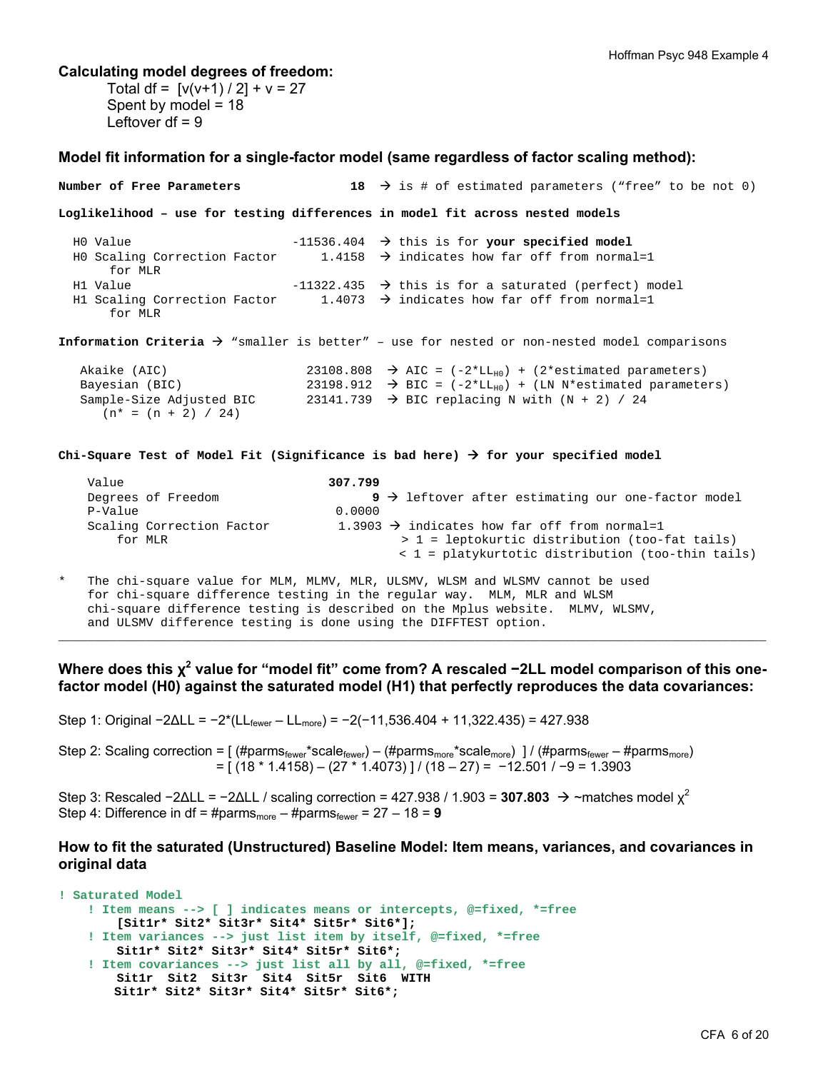**Calculating model degrees of freedom:**

Total df = $[v(v+1) / 2] + v = 27$
Spent by model = 18
Leftover df = 9

### Model fit information for a single-factor model (same regardless of factor scaling method):

```
Number of Free Parameters              18  → is # of estimated parameters ("free" to be not 0)

Loglikelihood – use for testing differences in model fit across nested models

  H0 Value                      -11536.404  → this is for your specified model
  H0 Scaling Correction Factor      1.4158  → indicates how far off from normal=1
      for MLR
  H1 Value                      -11322.435  → this is for a saturated (perfect) model
  H1 Scaling Correction Factor      1.4073  → indicates how far off from normal=1
      for MLR

Information Criteria → "smaller is better" – use for nested or non-nested model comparisons

   Akaike (AIC)                  23108.808  → AIC = (-2*LL_H0) + (2*estimated parameters)
   Bayesian (BIC)                23198.912  → BIC = (-2*LL_H0) + (LN N*estimated parameters)
   Sample-Size Adjusted BIC      23141.739  → BIC replacing N with (N + 2) / 24
     (n* = (n + 2) / 24)

Chi-Square Test of Model Fit (Significance is bad here) → for your specified model

     Value                         307.799
     Degrees of Freedom                  9 → leftover after estimating our one-factor model
     P-Value                        0.0000
     Scaling Correction Factor      1.3903 → indicates how far off from normal=1
        for MLR                              > 1 = leptokurtic distribution (too-fat tails)
                                             < 1 = platykurtotic distribution (too-thin tails)

*    The chi-square value for MLM, MLMV, MLR, ULSMV, WLSM and WLSMV cannot be used
     for chi-square difference testing in the regular way.  MLM, MLR and WLSM
     chi-square difference testing is described on the Mplus website.  MLMV, WLSMV,
     and ULSMV difference testing is done using the DIFFTEST option.
```

---

### Where does this $\chi^2$ value for "model fit" come from? A rescaled −2LL model comparison of this one-factor model (H0) against the saturated model (H1) that perfectly reproduces the data covariances:

Step 1: Original $-2\Delta LL = -2*(LL_{fewer} - LL_{more}) = -2(-11{,}536.404 + 11{,}322.435) = 427.938$

Step 2: Scaling correction = $[(\#parms_{fewer}*scale_{fewer}) - (\#parms_{more}*scale_{more})] / (\#parms_{fewer} - \#parms_{more})$
$= [(18 * 1.4158) - (27 * 1.4073)] / (18 - 27) = -12.501 / -9 = 1.3903$

Step 3: Rescaled $-2\Delta LL = -2\Delta LL$ / scaling correction = 427.938 / 1.903 = **307.803** → ~matches model $\chi^2$
Step 4: Difference in df = $\#parms_{more} - \#parms_{fewer} = 27 - 18 =$ **9**

### How to fit the saturated (Unstructured) Baseline Model: Item means, variances, and covariances in original data

```
! Saturated Model
    ! Item means --> [ ] indicates means or intercepts, @=fixed, *=free
        [Sit1r* Sit2* Sit3r* Sit4* Sit5r* Sit6*];
    ! Item variances --> just list item by itself, @=fixed, *=free
        Sit1r* Sit2* Sit3r* Sit4* Sit5r* Sit6*;
    ! Item covariances --> just list all by all, @=fixed, *=free
        Sit1r  Sit2  Sit3r  Sit4  Sit5r  Sit6  WITH
       Sit1r* Sit2* Sit3r* Sit4* Sit5r* Sit6*;
```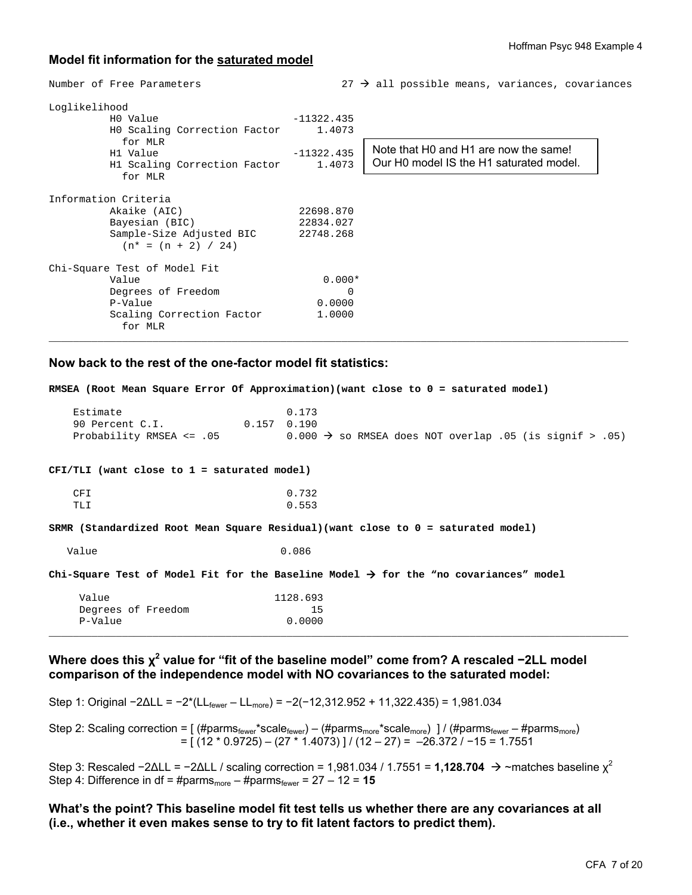**Model fit information for the saturated model**

```
Number of Free Parameters                        27 → all possible means, variances, covariances

Loglikelihood
          H0 Value                        -11322.435
          H0 Scaling Correction Factor        1.4073
            for MLR
          H1 Value                        -11322.435
          H1 Scaling Correction Factor        1.4073
            for MLR

Information Criteria
          Akaike (AIC)                     22698.870
          Bayesian (BIC)                   22834.027
          Sample-Size Adjusted BIC         22748.268
            (n* = (n + 2) / 24)

Chi-Square Test of Model Fit
          Value                                0.000*
          Degrees of Freedom                       0
          P-Value                             0.0000
          Scaling Correction Factor           1.0000
            for MLR
```

Note that H0 and H1 are now the same! Our H0 model IS the H1 saturated model.

---

**Now back to the rest of the one-factor model fit statistics:**

**RMSEA (Root Mean Square Error Of Approximation)(want close to 0 = saturated model)**

```
    Estimate                           0.173
    90 Percent C.I.              0.157  0.190
    Probability RMSEA <= .05           0.000 → so RMSEA does NOT overlap .05 (is signif > .05)
```

**CFI/TLI (want close to 1 = saturated model)**

```
    CFI                                0.732
    TLI                                0.553
```

**SRMR (Standardized Root Mean Square Residual)(want close to 0 = saturated model)**

```
   Value                              0.086
```

**Chi-Square Test of Model Fit for the Baseline Model → for the "no covariances" model**

```
     Value                           1128.693
     Degrees of Freedom                    15
     P-Value                           0.0000
```

---

**Where does this $\chi^2$ value for "fit of the baseline model" come from? A rescaled −2LL model comparison of the independence model with NO covariances to the saturated model:**

Step 1: Original $-2\Delta LL = -2*(LL_{fewer} - LL_{more}) = -2(-12{,}312.952 + 11{,}322.435) = 1{,}981.034$

Step 2: Scaling correction $= [\,(\#parms_{fewer}*scale_{fewer}) - (\#parms_{more}*scale_{more})\,] / (\#parms_{fewer} - \#parms_{more})$
$= [\,(12 * 0.9725) - (27 * 1.4073)\,] / (12 - 27) = -26.372 / -15 = 1.7551$

Step 3: Rescaled $-2\Delta LL = -2\Delta LL$ / scaling correction = 1,981.034 / 1.7551 = **1,128.704** → ~matches baseline $\chi^2$
Step 4: Difference in df = $\#parms_{more} - \#parms_{fewer} = 27 - 12 =$ **15**

**What's the point? This baseline model fit test tells us whether there are any covariances at all (i.e., whether it even makes sense to try to fit latent factors to predict them).**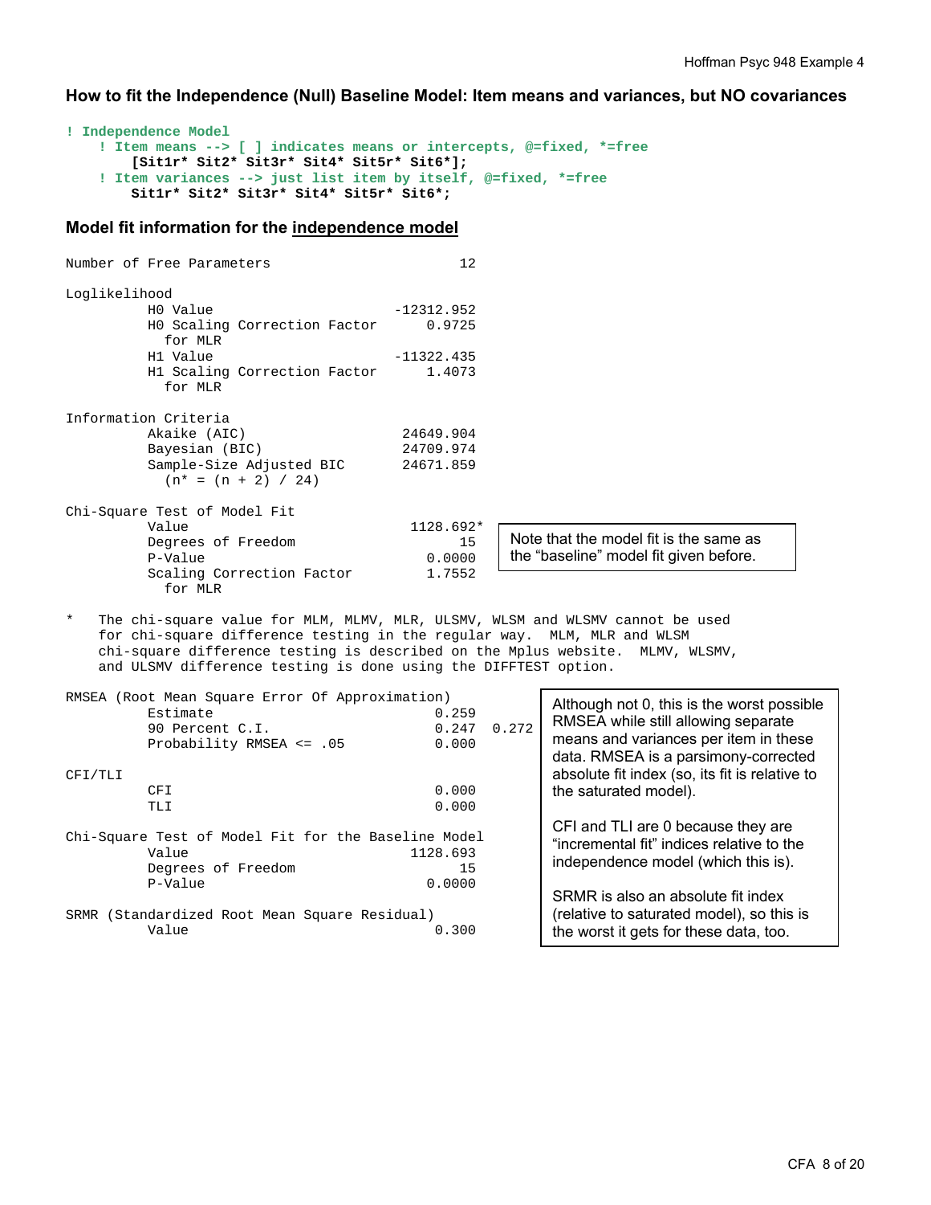### How to fit the Independence (Null) Baseline Model: Item means and variances, but NO covariances

```
! Independence Model
    ! Item means --> [ ] indicates means or intercepts, @=fixed, *=free
        [Sit1r* Sit2* Sit3r* Sit4* Sit5r* Sit6*];
    ! Item variances --> just list item by itself, @=fixed, *=free
        Sit1r* Sit2* Sit3r* Sit4* Sit5r* Sit6*;
```

### Model fit information for the independence model

```
Number of Free Parameters                       12

Loglikelihood
          H0 Value                      -12312.952
          H0 Scaling Correction Factor      0.9725
            for MLR
          H1 Value                      -11322.435
          H1 Scaling Correction Factor      1.4073
            for MLR

Information Criteria
          Akaike (AIC)                   24649.904
          Bayesian (BIC)                 24709.974
          Sample-Size Adjusted BIC       24671.859
            (n* = (n + 2) / 24)

Chi-Square Test of Model Fit
          Value                           1128.692*
          Degrees of Freedom                    15
          P-Value                           0.0000
          Scaling Correction Factor         1.7552
            for MLR

*   The chi-square value for MLM, MLMV, MLR, ULSMV, WLSM and WLSMV cannot be used
    for chi-square difference testing in the regular way.  MLM, MLR and WLSM
    chi-square difference testing is described on the Mplus website.  MLMV, WLSMV,
    and ULSMV difference testing is done using the DIFFTEST option.

RMSEA (Root Mean Square Error Of Approximation)
          Estimate                           0.259
          90 Percent C.I.                    0.247  0.272
          Probability RMSEA <= .05           0.000

CFI/TLI
          CFI                                0.000
          TLI                                0.000

Chi-Square Test of Model Fit for the Baseline Model
          Value                           1128.693
          Degrees of Freedom                    15
          P-Value                           0.0000

SRMR (Standardized Root Mean Square Residual)
          Value                              0.300
```

Note that the model fit is the same as the "baseline" model fit given before.

Although not 0, this is the worst possible RMSEA while still allowing separate means and variances per item in these data. RMSEA is a parsimony-corrected absolute fit index (so, its fit is relative to the saturated model).

CFI and TLI are 0 because they are "incremental fit" indices relative to the independence model (which this is).

SRMR is also an absolute fit index (relative to saturated model), so this is the worst it gets for these data, too.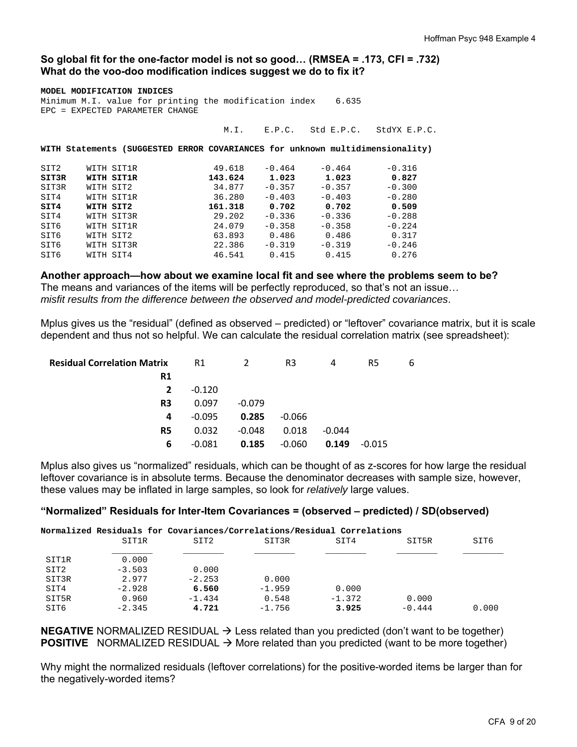**So global fit for the one-factor model is not so good… (RMSEA = .173, CFI = .732)**
**What do the voo-doo modification indices suggest we do to fix it?**

```
MODEL MODIFICATION INDICES
Minimum M.I. value for printing the modification index     6.635
EPC = EXPECTED PARAMETER CHANGE

                              M.I.     E.P.C.   Std E.P.C.   StdYX E.P.C.

WITH Statements (SUGGESTED ERROR COVARIANCES for unknown multidimensionality)

SIT2     WITH SIT1R           49.618    -0.464     -0.464       -0.316
SIT3R    WITH SIT1R          143.624     1.023      1.023        0.827
SIT3R    WITH SIT2            34.877    -0.357     -0.357       -0.300
SIT4     WITH SIT1R           36.280    -0.403     -0.403       -0.280
SIT4     WITH SIT2           161.318     0.702      0.702        0.509
SIT4     WITH SIT3R           29.202    -0.336     -0.336       -0.288
SIT6     WITH SIT1R           24.079    -0.358     -0.358       -0.224
SIT6     WITH SIT2            63.893     0.486      0.486        0.317
SIT6     WITH SIT3R           22.386    -0.319     -0.319       -0.246
SIT6     WITH SIT4            46.541     0.415      0.415        0.276
```

**Another approach—how about we examine local fit and see where the problems seem to be?**
The means and variances of the items will be perfectly reproduced, so that's not an issue…
*misfit results from the difference between the observed and model-predicted covariances*.

Mplus gives us the "residual" (defined as observed – predicted) or "leftover" covariance matrix, but it is scale dependent and thus not so helpful. We can calculate the residual correlation matrix (see spreadsheet):

| Residual Correlation Matrix | R1 | 2 | R3 | 4 | R5 | 6 |
|---|---|---|---|---|---|---|
| **R1** | | | | | | |
| **2** | -0.120 | | | | | |
| **R3** | 0.097 | -0.079 | | | | |
| **4** | -0.095 | **0.285** | -0.066 | | | |
| **R5** | 0.032 | -0.048 | 0.018 | -0.044 | | |
| **6** | -0.081 | **0.185** | -0.060 | **0.149** | -0.015 | |

Mplus also gives us "normalized" residuals, which can be thought of as z-scores for how large the residual leftover covariance is in absolute terms. Because the denominator decreases with sample size, however, these values may be inflated in large samples, so look for *relatively* large values.

**"Normalized" Residuals for Inter-Item Covariances = (observed – predicted) / SD(observed)**

```
Normalized Residuals for Covariances/Correlations/Residual Correlations
              SIT1R         SIT2          SIT3R         SIT4          SIT5R         SIT6
              ________      ________      ________      ________      ________      ________
 SIT1R         0.000
 SIT2         -3.503         0.000
 SIT3R         2.977        -2.253         0.000
 SIT4         -2.928         6.560        -1.959         0.000
 SIT5R         0.960        -1.434         0.548        -1.372         0.000
 SIT6         -2.345         4.721        -1.756         3.925        -0.444         0.000
```

**NEGATIVE** NORMALIZED RESIDUAL → Less related than you predicted (don't want to be together)
**POSITIVE** NORMALIZED RESIDUAL → More related than you predicted (want to be more together)

Why might the normalized residuals (leftover correlations) for the positive-worded items be larger than for the negatively-worded items?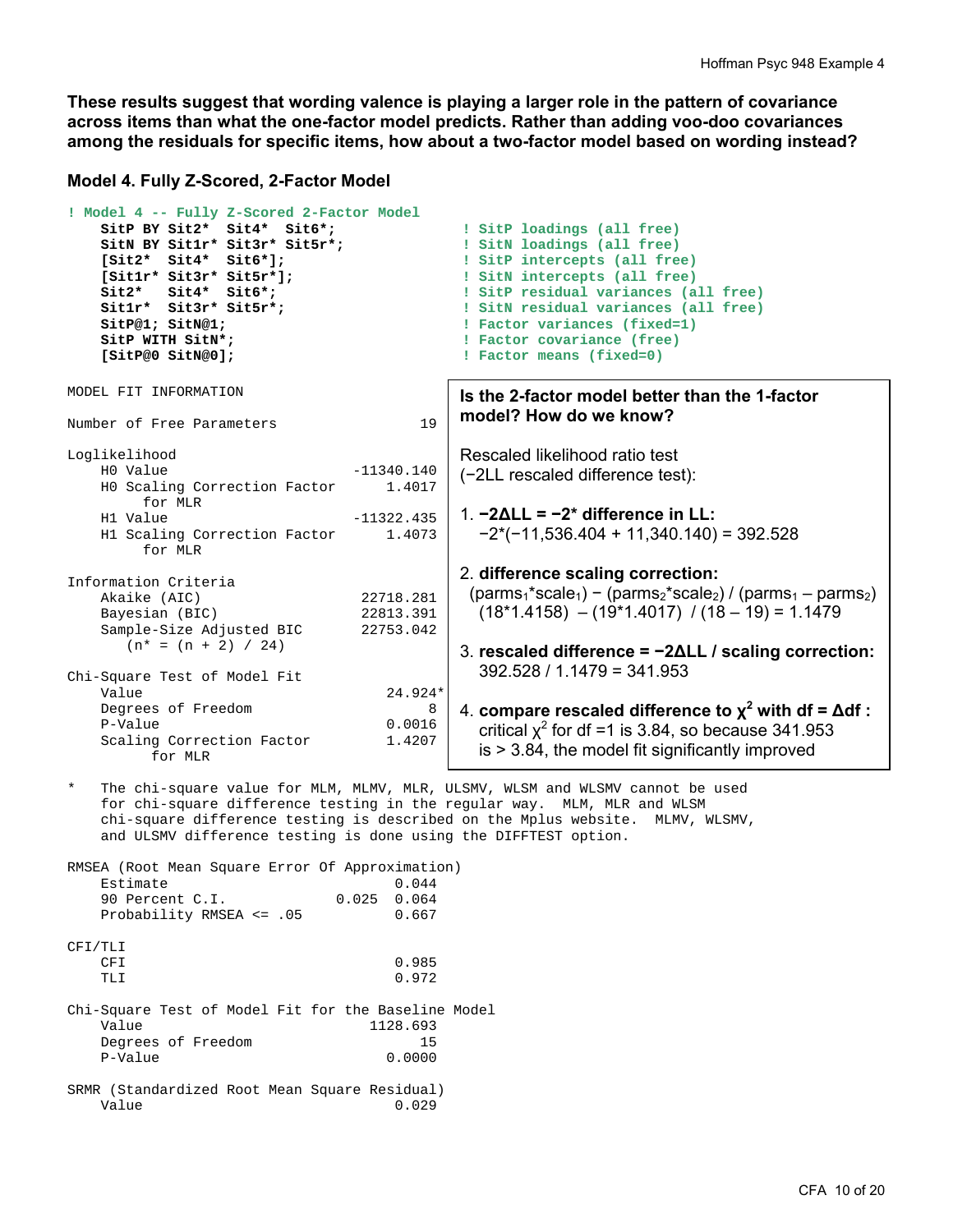**These results suggest that wording valence is playing a larger role in the pattern of covariance across items than what the one-factor model predicts. Rather than adding voo-doo covariances among the residuals for specific items, how about a two-factor model based on wording instead?**

### Model 4. Fully Z-Scored, 2-Factor Model

```
! Model 4 -- Fully Z-Scored 2-Factor Model
    SitP BY Sit2*  Sit4*  Sit6*;            ! SitP loadings (all free)
    SitN BY Sit1r* Sit3r* Sit5r*;           ! SitN loadings (all free)
    [Sit2*  Sit4*  Sit6*];                  ! SitP intercepts (all free)
    [Sit1r* Sit3r* Sit5r*];                 ! SitN intercepts (all free)
    Sit2*  Sit4*  Sit6*;                    ! SitP residual variances (all free)
    Sit1r* Sit3r* Sit5r*;                   ! SitN residual variances (all free)
    SitP@1; SitN@1;                         ! Factor variances (fixed=1)
    SitP WITH SitN*;                        ! Factor covariance (free)
    [SitP@0 SitN@0];                        ! Factor means (fixed=0)
```

```
MODEL FIT INFORMATION

Number of Free Parameters                       19

Loglikelihood
    H0 Value                            -11340.140
    H0 Scaling Correction Factor            1.4017
        for MLR
    H1 Value                            -11322.435
    H1 Scaling Correction Factor            1.4073
        for MLR

Information Criteria
    Akaike (AIC)                         22718.281
    Bayesian (BIC)                       22813.391
    Sample-Size Adjusted BIC             22753.042
      (n* = (n + 2) / 24)

Chi-Square Test of Model Fit
    Value                                   24.924*
    Degrees of Freedom                           8
    P-Value                                 0.0016
    Scaling Correction Factor               1.4207
         for MLR

*   The chi-square value for MLM, MLMV, MLR, ULSMV, WLSM and WLSMV cannot be used
    for chi-square difference testing in the regular way.  MLM, MLR and WLSM
    chi-square difference testing is described on the Mplus website.  MLMV, WLSMV,
    and ULSMV difference testing is done using the DIFFTEST option.

RMSEA (Root Mean Square Error Of Approximation)
    Estimate                                 0.044
    90 Percent C.I.                   0.025  0.064
    Probability RMSEA <= .05                 0.667

CFI/TLI
    CFI                                      0.985
    TLI                                      0.972

Chi-Square Test of Model Fit for the Baseline Model
    Value                                 1128.693
    Degrees of Freedom                          15
    P-Value                                 0.0000

SRMR (Standardized Root Mean Square Residual)
    Value                                    0.029
```

**Is the 2-factor model better than the 1-factor model? How do we know?**

Rescaled likelihood ratio test (−2LL rescaled difference test):

1. **−2ΔLL = −2\* difference in LL:**
   −2\*(−11,536.404 + 11,340.140) = 392.528
2. **difference scaling correction:**
   $(\text{parms}_1\text{*scale}_1) - (\text{parms}_2\text{*scale}_2) / (\text{parms}_1 - \text{parms}_2)$
   (18\*1.4158) – (19\*1.4017) / (18 – 19) = 1.1479
3. **rescaled difference = −2ΔLL / scaling correction:**
   392.528 / 1.1479 = 341.953
4. **compare rescaled difference to $\chi^2$ with df = Δdf :**
   critical $\chi^2$ for df =1 is 3.84, so because 341.953 is > 3.84, the model fit significantly improved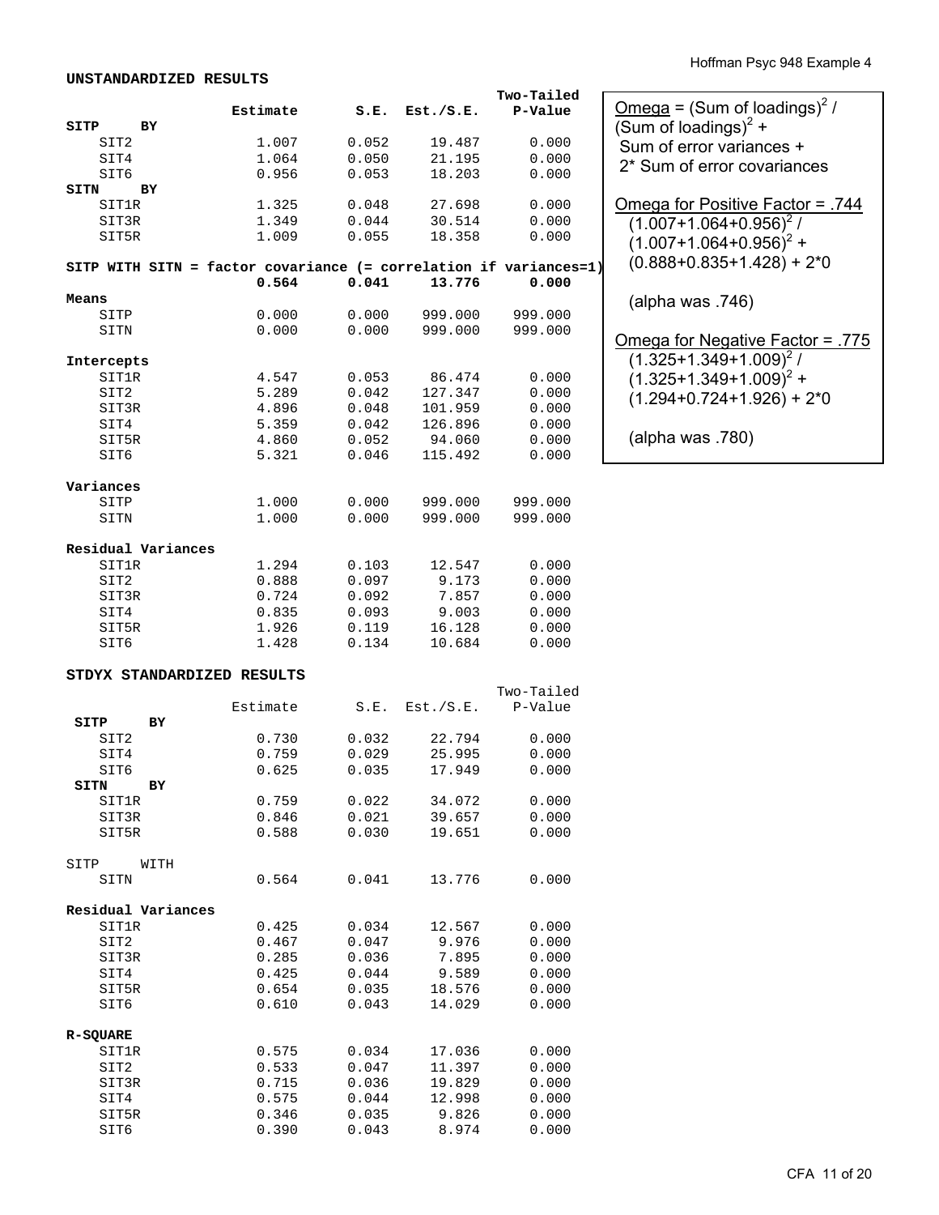**UNSTANDARDIZED RESULTS**

```
                                                    Two-Tailed
                    Estimate       S.E.  Est./S.E.    P-Value
SITP     BY
   SIT2                1.007      0.052     19.487      0.000
   SIT4                1.064      0.050     21.195      0.000
   SIT6                0.956      0.053     18.203      0.000
SITN     BY
   SIT1R               1.325      0.048     27.698      0.000
   SIT3R               1.349      0.044     30.514      0.000
   SIT5R               1.009      0.055     18.358      0.000

SITP WITH SITN = factor covariance (= correlation if variances=1)
                       0.564      0.041     13.776      0.000
Means
   SITP                0.000      0.000    999.000    999.000
   SITN                0.000      0.000    999.000    999.000

Intercepts
   SIT1R               4.547      0.053     86.474      0.000
   SIT2                5.289      0.042    127.347      0.000
   SIT3R               4.896      0.048    101.959      0.000
   SIT4                5.359      0.042    126.896      0.000
   SIT5R               4.860      0.052     94.060      0.000
   SIT6                5.321      0.046    115.492      0.000

Variances
   SITP                1.000      0.000    999.000    999.000
   SITN                1.000      0.000    999.000    999.000

Residual Variances
   SIT1R               1.294      0.103     12.547      0.000
   SIT2                0.888      0.097      9.173      0.000
   SIT3R               0.724      0.092      7.857      0.000
   SIT4                0.835      0.093      9.003      0.000
   SIT5R               1.926      0.119     16.128      0.000
   SIT6                1.428      0.134     10.684      0.000
```

Omega = (Sum of loadings)$^2$ / (Sum of loadings)$^2$ + Sum of error variances + 2* Sum of error covariances

Omega for Positive Factor = .744
$(1.007+1.064+0.956)^2$ / $(1.007+1.064+0.956)^2$ + $(0.888+0.835+1.428)$ + 2*0

(alpha was .746)

Omega for Negative Factor = .775
$(1.325+1.349+1.009)^2$ / $(1.325+1.349+1.009)^2$ + $(1.294+0.724+1.926)$ + 2*0

(alpha was .780)

**STDYX STANDARDIZED RESULTS**

```
                                                    Two-Tailed
                    Estimate       S.E.  Est./S.E.    P-Value
 SITP    BY
   SIT2                0.730      0.032     22.794      0.000
   SIT4                0.759      0.029     25.995      0.000
   SIT6                0.625      0.035     17.949      0.000
 SITN    BY
   SIT1R               0.759      0.022     34.072      0.000
   SIT3R               0.846      0.021     39.657      0.000
   SIT5R               0.588      0.030     19.651      0.000

SITP     WITH
   SITN                0.564      0.041     13.776      0.000

Residual Variances
   SIT1R               0.425      0.034     12.567      0.000
   SIT2                0.467      0.047      9.976      0.000
   SIT3R               0.285      0.036      7.895      0.000
   SIT4                0.425      0.044      9.589      0.000
   SIT5R               0.654      0.035     18.576      0.000
   SIT6                0.610      0.043     14.029      0.000

R-SQUARE
   SIT1R               0.575      0.034     17.036      0.000
   SIT2                0.533      0.047     11.397      0.000
   SIT3R               0.715      0.036     19.829      0.000
   SIT4                0.575      0.044     12.998      0.000
   SIT5R               0.346      0.035      9.826      0.000
   SIT6                0.390      0.043      8.974      0.000
```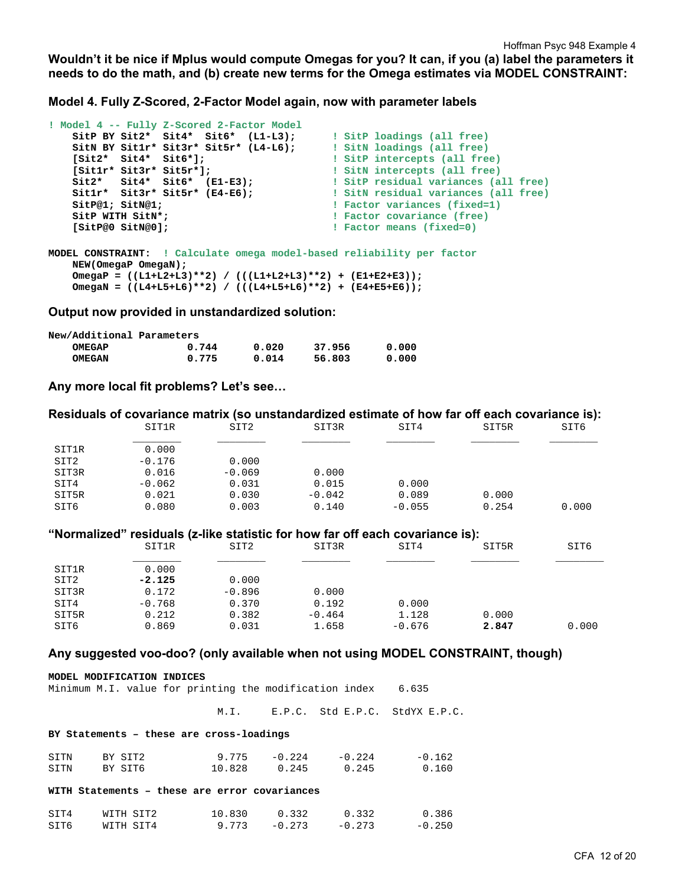**Wouldn't it be nice if Mplus would compute Omegas for you? It can, if you (a) label the parameters it needs to do the math, and (b) create new terms for the Omega estimates via MODEL CONSTRAINT:**

**Model 4. Fully Z-Scored, 2-Factor Model again, now with parameter labels**

```
! Model 4 -- Fully Z-Scored 2-Factor Model
    SitP BY Sit2*  Sit4*  Sit6*  (L1-L3);      ! SitP loadings (all free)
    SitN BY Sit1r* Sit3r* Sit5r* (L4-L6);      ! SitN loadings (all free)
    [Sit2*  Sit4*  Sit6*];                     ! SitP intercepts (all free)
    [Sit1r* Sit3r* Sit5r*];                    ! SitN intercepts (all free)
    Sit2*   Sit4*  Sit6*  (E1-E3);             ! SitP residual variances (all free)
    Sit1r*  Sit3r* Sit5r* (E4-E6);             ! SitN residual variances (all free)
    SitP@1; SitN@1;                            ! Factor variances (fixed=1)
    SitP WITH SitN*;                           ! Factor covariance (free)
    [SitP@0 SitN@0];                           ! Factor means (fixed=0)

MODEL CONSTRAINT:  ! Calculate omega model-based reliability per factor
    NEW(OmegaP OmegaN);
    OmegaP = ((L1+L2+L3)**2) / (((L1+L2+L3)**2) + (E1+E2+E3));
    OmegaN = ((L4+L5+L6)**2) / (((L4+L5+L6)**2) + (E4+E5+E6));
```

**Output now provided in unstandardized solution:**

```
New/Additional Parameters
    OMEGAP           0.744      0.020     37.956      0.000
    OMEGAN           0.775      0.014     56.803      0.000
```

**Any more local fit problems? Let's see…**

**Residuals of covariance matrix (so unstandardized estimate of how far off each covariance is):**

| | SIT1R | SIT2 | SIT3R | SIT4 | SIT5R | SIT6 |
|---|---|---|---|---|---|---|
| SIT1R | 0.000 | | | | | |
| SIT2 | -0.176 | 0.000 | | | | |
| SIT3R | 0.016 | -0.069 | 0.000 | | | |
| SIT4 | -0.062 | 0.031 | 0.015 | 0.000 | | |
| SIT5R | 0.021 | 0.030 | -0.042 | 0.089 | 0.000 | |
| SIT6 | 0.080 | 0.003 | 0.140 | -0.055 | 0.254 | 0.000 |

**"Normalized" residuals (z-like statistic for how far off each covariance is):**

| | SIT1R | SIT2 | SIT3R | SIT4 | SIT5R | SIT6 |
|---|---|---|---|---|---|---|
| SIT1R | 0.000 | | | | | |
| SIT2 | **-2.125** | 0.000 | | | | |
| SIT3R | 0.172 | -0.896 | 0.000 | | | |
| SIT4 | -0.768 | 0.370 | 0.192 | 0.000 | | |
| SIT5R | 0.212 | 0.382 | -0.464 | 1.128 | 0.000 | |
| SIT6 | 0.869 | 0.031 | 1.658 | -0.676 | **2.847** | 0.000 |

**Any suggested voo-doo? (only available when not using MODEL CONSTRAINT, though)**

```
MODEL MODIFICATION INDICES
Minimum M.I. value for printing the modification index     6.635

                              M.I.     E.P.C.  Std E.P.C.  StdYX E.P.C.

BY Statements – these are cross-loadings

SITN     BY SIT2             9.775     -0.224     -0.224      -0.162
SITN     BY SIT6            10.828      0.245      0.245       0.160

WITH Statements – these are error covariances

SIT4     WITH SIT2          10.830      0.332      0.332       0.386
SIT6     WITH SIT4           9.773     -0.273     -0.273      -0.250
```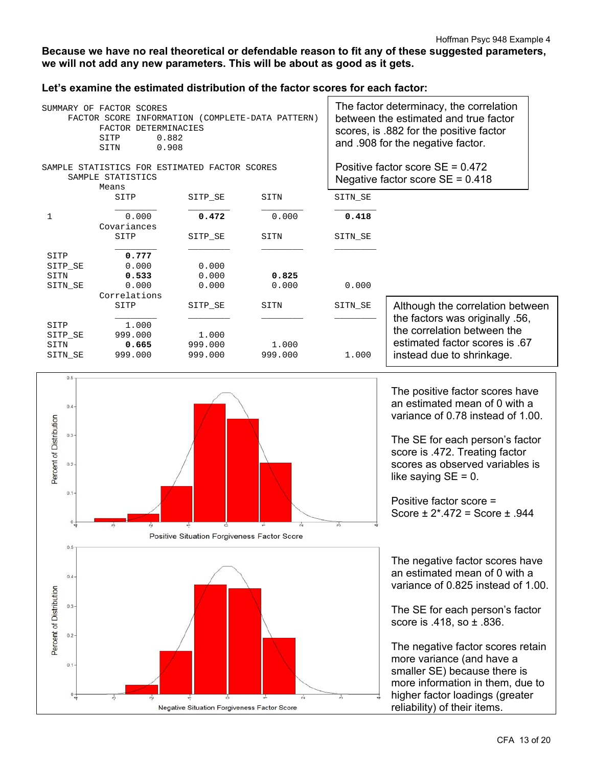**Because we have no real theoretical or defendable reason to fit any of these suggested parameters, we will not add any new parameters. This will be about as good as it gets.**

**Let's examine the estimated distribution of the factor scores for each factor:**

```
SUMMARY OF FACTOR SCORES
     FACTOR SCORE INFORMATION (COMPLETE-DATA PATTERN)
           FACTOR DETERMINACIES
           SITP        0.882
           SITN        0.908

SAMPLE STATISTICS FOR ESTIMATED FACTOR SCORES
     SAMPLE STATISTICS
           Means
              SITP          SITP_SE       SITN          SITN_SE
              ________      ________      ________      ________
 1               0.000         0.472         0.000         0.418
           Covariances
              SITP          SITP_SE       SITN          SITN_SE
              ________      ________      ________      ________
 SITP            0.777
 SITP_SE         0.000         0.000
 SITN            0.533         0.000         0.825
 SITN_SE         0.000         0.000         0.000         0.000
           Correlations
              SITP          SITP_SE       SITN          SITN_SE
              ________      ________      ________      ________
 SITP            1.000
 SITP_SE       999.000         1.000
 SITN            0.665       999.000         1.000
 SITN_SE       999.000       999.000       999.000         1.000
```

The factor determinacy, the correlation between the estimated and true factor scores, is .882 for the positive factor and .908 for the negative factor.

Positive factor score SE = 0.472
Negative factor score SE = 0.418

Although the correlation between the factors was originally .56, the correlation between the estimated factor scores is .67 instead due to shrinkage.

The positive factor scores have an estimated mean of 0 with a variance of 0.78 instead of 1.00.

The SE for each person's factor score is .472. Treating factor scores as observed variables is like saying SE = 0.

Positive factor score = Score ± 2*.472 = Score ± .944

The negative factor scores have an estimated mean of 0 with a variance of 0.825 instead of 1.00.

The SE for each person's factor score is .418, so ± .836.

The negative factor scores retain more variance (and have a smaller SE) because there is more information in them, due to higher factor loadings (greater reliability) of their items.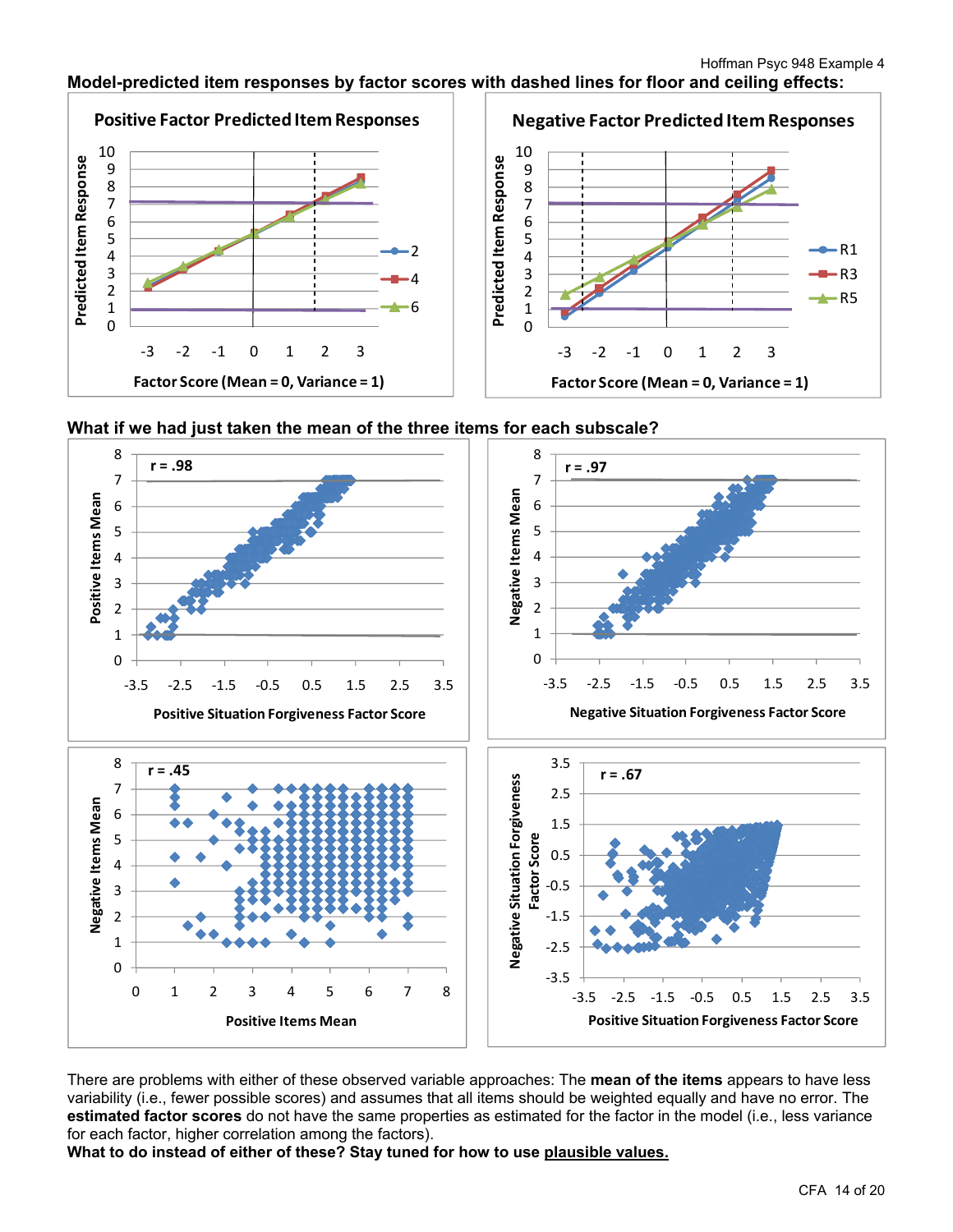**Model-predicted item responses by factor scores with dashed lines for floor and ceiling effects:**

**What if we had just taken the mean of the three items for each subscale?**

There are problems with either of these observed variable approaches: The **mean of the items** appears to have less variability (i.e., fewer possible scores) and assumes that all items should be weighted equally and have no error. The **estimated factor scores** do not have the same properties as estimated for the factor in the model (i.e., less variance for each factor, higher correlation among the factors).

**What to do instead of either of these? Stay tuned for how to use plausible values.**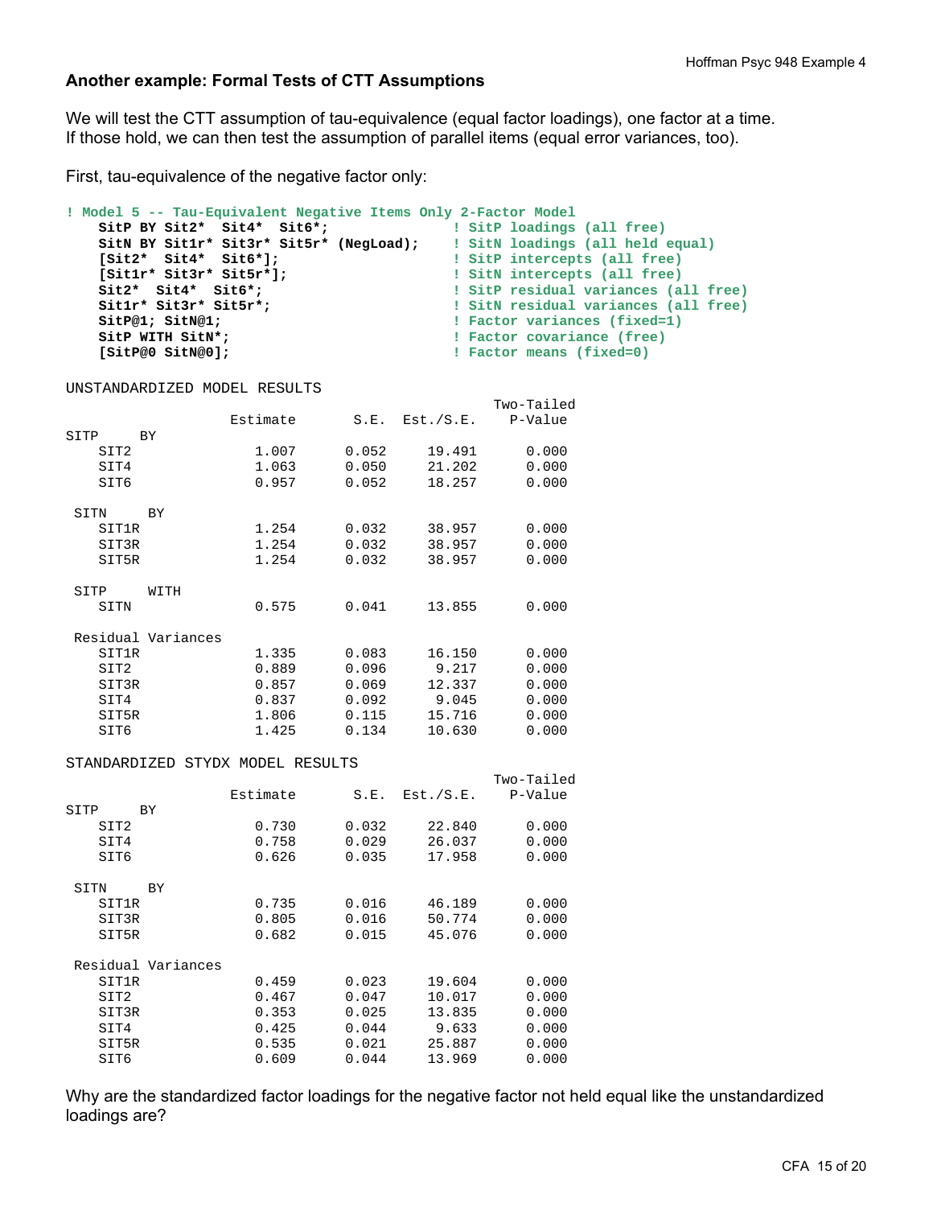### Another example: Formal Tests of CTT Assumptions

We will test the CTT assumption of tau-equivalence (equal factor loadings), one factor at a time. If those hold, we can then test the assumption of parallel items (equal error variances, too).

First, tau-equivalence of the negative factor only:

```
! Model 5 -- Tau-Equivalent Negative Items Only 2-Factor Model
    SitP BY Sit2*  Sit4*  Sit6*;                   ! SitP loadings (all free)
    SitN BY Sit1r* Sit3r* Sit5r* (NegLoad);        ! SitN loadings (all held equal)
    [Sit2*  Sit4*  Sit6*];                         ! SitP intercepts (all free)
    [Sit1r* Sit3r* Sit5r*];                        ! SitN intercepts (all free)
    Sit2*  Sit4*  Sit6*;                           ! SitP residual variances (all free)
    Sit1r* Sit3r* Sit5r*;                          ! SitN residual variances (all free)
    SitP@1; SitN@1;                                ! Factor variances (fixed=1)
    SitP WITH SitN*;                               ! Factor covariance (free)
    [SitP@0 SitN@0];                               ! Factor means (fixed=0)
```

```
UNSTANDARDIZED MODEL RESULTS
                                                    Two-Tailed
                    Estimate       S.E.  Est./S.E.    P-Value
SITP     BY
    SIT2               1.007      0.052     19.491      0.000
    SIT4               1.063      0.050     21.202      0.000
    SIT6               0.957      0.052     18.257      0.000

 SITN     BY
    SIT1R              1.254      0.032     38.957      0.000
    SIT3R              1.254      0.032     38.957      0.000
    SIT5R              1.254      0.032     38.957      0.000

 SITP     WITH
    SITN               0.575      0.041     13.855      0.000

 Residual Variances
    SIT1R              1.335      0.083     16.150      0.000
    SIT2               0.889      0.096      9.217      0.000
    SIT3R              0.857      0.069     12.337      0.000
    SIT4               0.837      0.092      9.045      0.000
    SIT5R              1.806      0.115     15.716      0.000
    SIT6               1.425      0.134     10.630      0.000

STANDARDIZED STYDX MODEL RESULTS
                                                    Two-Tailed
                    Estimate       S.E.  Est./S.E.    P-Value
SITP     BY
    SIT2               0.730      0.032     22.840      0.000
    SIT4               0.758      0.029     26.037      0.000
    SIT6               0.626      0.035     17.958      0.000

 SITN     BY
    SIT1R              0.735      0.016     46.189      0.000
    SIT3R              0.805      0.016     50.774      0.000
    SIT5R              0.682      0.015     45.076      0.000

 Residual Variances
    SIT1R              0.459      0.023     19.604      0.000
    SIT2               0.467      0.047     10.017      0.000
    SIT3R              0.353      0.025     13.835      0.000
    SIT4               0.425      0.044      9.633      0.000
    SIT5R              0.535      0.021     25.887      0.000
    SIT6               0.609      0.044     13.969      0.000
```

Why are the standardized factor loadings for the negative factor not held equal like the unstandardized loadings are?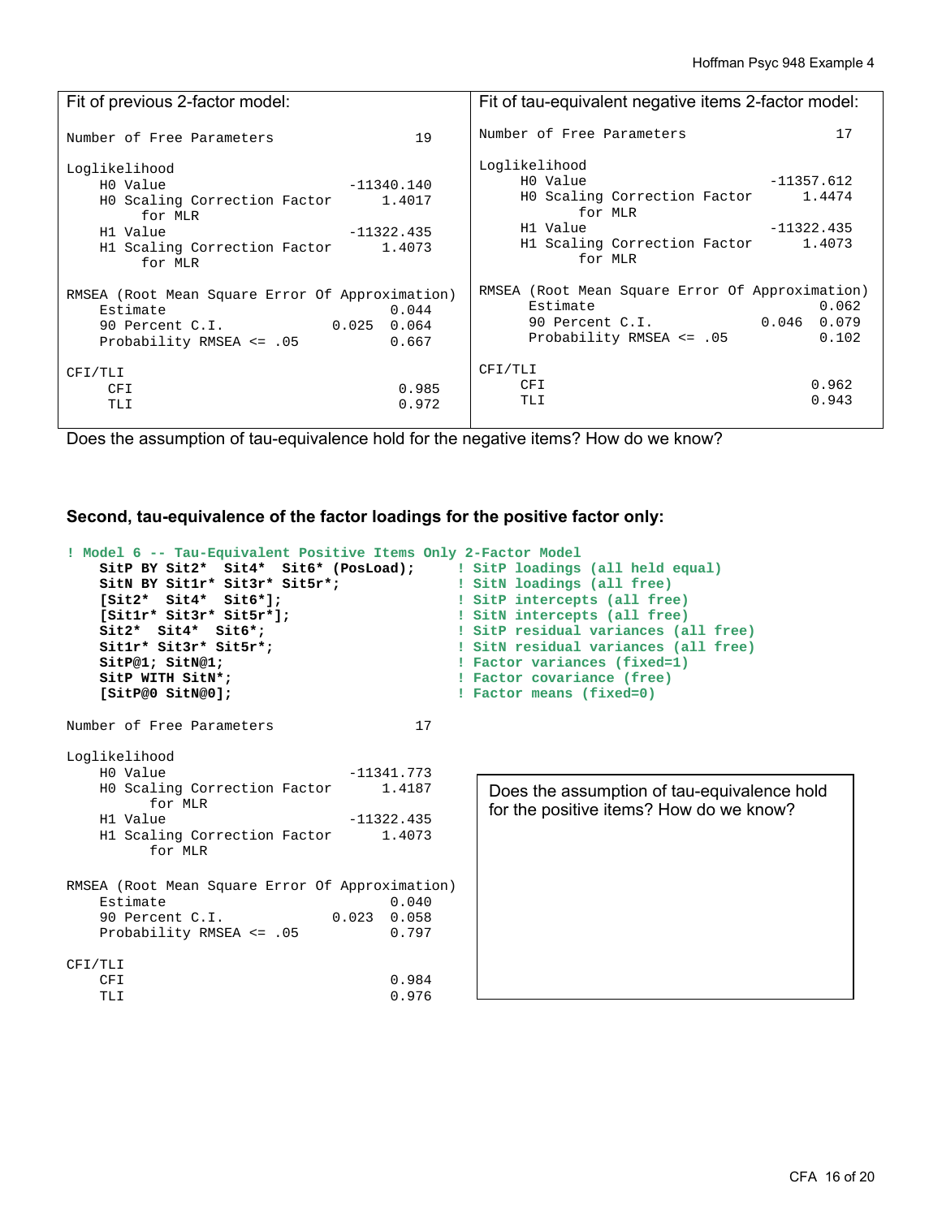| Fit of previous 2-factor model: | Fit of tau-equivalent negative items 2-factor model: |
|---|---|
| `Number of Free Parameters 19` | `Number of Free Parameters 17` |

```
Fit of previous 2-factor model:

Number of Free Parameters                  19

Loglikelihood
    H0 Value                        -11340.140
    H0 Scaling Correction Factor        1.4017
         for MLR
    H1 Value                        -11322.435
    H1 Scaling Correction Factor        1.4073
         for MLR

RMSEA (Root Mean Square Error Of Approximation)
    Estimate                             0.044
    90 Percent C.I.              0.025   0.064
    Probability RMSEA <= .05             0.667

CFI/TLI
     CFI                                 0.985
     TLI                                 0.972
```

```
Fit of tau-equivalent negative items 2-factor model:

Number of Free Parameters                  17

Loglikelihood
     H0 Value                       -11357.612
     H0 Scaling Correction Factor       1.4474
          for MLR
     H1 Value                       -11322.435
     H1 Scaling Correction Factor       1.4073
          for MLR

RMSEA (Root Mean Square Error Of Approximation)
      Estimate                           0.062
      90 Percent C.I.            0.046   0.079
      Probability RMSEA <= .05           0.102

CFI/TLI
     CFI                                 0.962
     TLI                                 0.943
```

Does the assumption of tau-equivalence hold for the negative items? How do we know?

**Second, tau-equivalence of the factor loadings for the positive factor only:**

```
! Model 6 -- Tau-Equivalent Positive Items Only 2-Factor Model
    SitP BY Sit2*  Sit4*  Sit6* (PosLoad);      ! SitP loadings (all held equal)
    SitN BY Sit1r* Sit3r* Sit5r*;               ! SitN loadings (all free)
    [Sit2*  Sit4*  Sit6*];                      ! SitP intercepts (all free)
    [Sit1r* Sit3r* Sit5r*];                     ! SitN intercepts (all free)
    Sit2*  Sit4*  Sit6*;                        ! SitP residual variances (all free)
    Sit1r* Sit3r* Sit5r*;                       ! SitN residual variances (all free)
    SitP@1; SitN@1;                             ! Factor variances (fixed=1)
    SitP WITH SitN*;                            ! Factor covariance (free)
    [SitP@0 SitN@0];                            ! Factor means (fixed=0)
```

```
Number of Free Parameters                  17

Loglikelihood
    H0 Value                        -11341.773
    H0 Scaling Correction Factor        1.4187
          for MLR
    H1 Value                        -11322.435
    H1 Scaling Correction Factor        1.4073
          for MLR

RMSEA (Root Mean Square Error Of Approximation)
    Estimate                             0.040
    90 Percent C.I.              0.023   0.058
    Probability RMSEA <= .05             0.797

CFI/TLI
    CFI                                  0.984
    TLI                                  0.976
```

Does the assumption of tau-equivalence hold for the positive items? How do we know?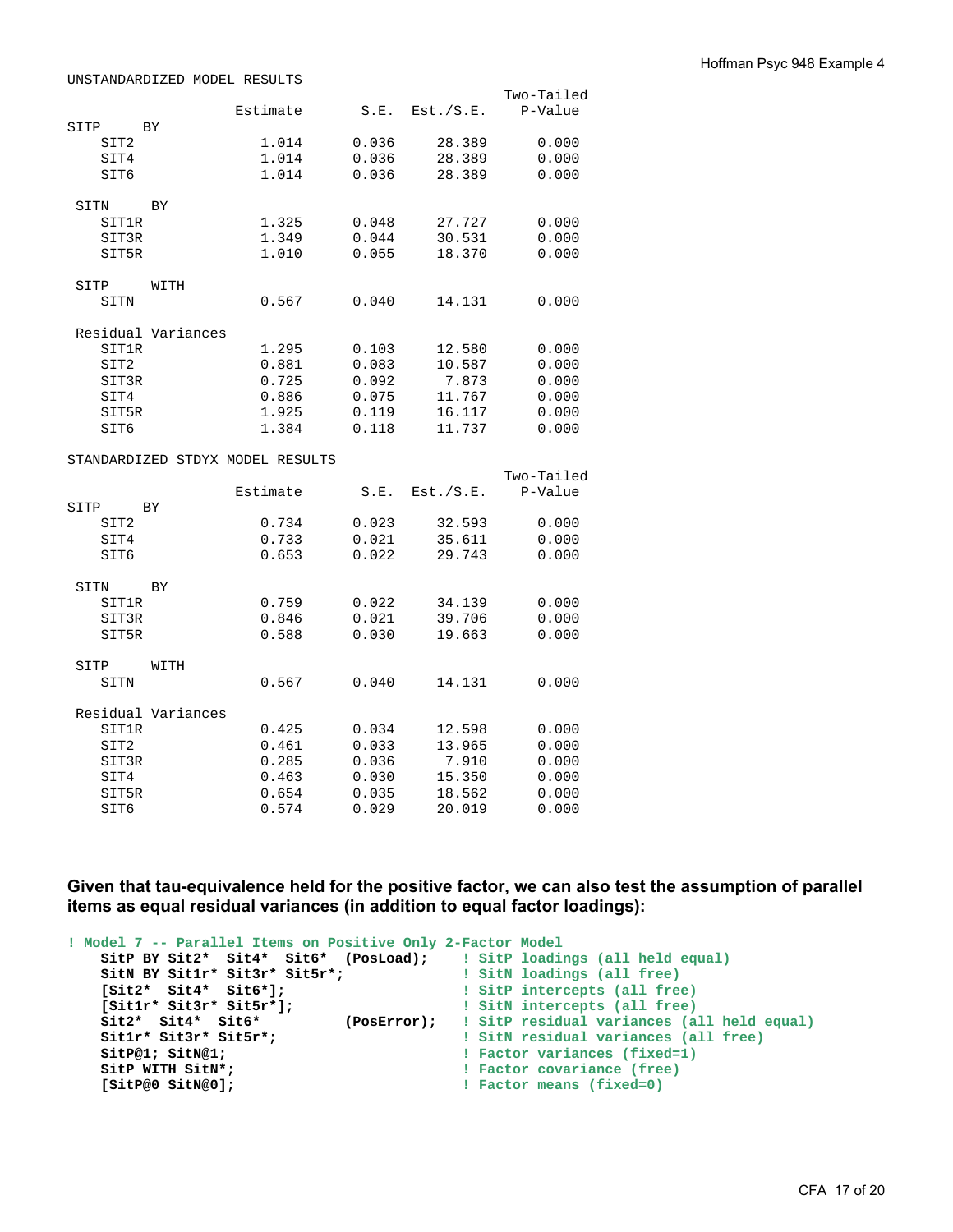```
UNSTANDARDIZED MODEL RESULTS

                                                    Two-Tailed
                    Estimate       S.E.  Est./S.E.    P-Value

 SITP     BY
    SIT2               1.014      0.036     28.389      0.000
    SIT4               1.014      0.036     28.389      0.000
    SIT6               1.014      0.036     28.389      0.000

 SITN     BY
    SIT1R              1.325      0.048     27.727      0.000
    SIT3R              1.349      0.044     30.531      0.000
    SIT5R              1.010      0.055     18.370      0.000

 SITP     WITH
    SITN               0.567      0.040     14.131      0.000

 Residual Variances
    SIT1R              1.295      0.103     12.580      0.000
    SIT2               0.881      0.083     10.587      0.000
    SIT3R              0.725      0.092      7.873      0.000
    SIT4               0.886      0.075     11.767      0.000
    SIT5R              1.925      0.119     16.117      0.000
    SIT6               1.384      0.118     11.737      0.000

STANDARDIZED STDYX MODEL RESULTS

                                                    Two-Tailed
                    Estimate       S.E.  Est./S.E.    P-Value

 SITP     BY
    SIT2               0.734      0.023     32.593      0.000
    SIT4               0.733      0.021     35.611      0.000
    SIT6               0.653      0.022     29.743      0.000

 SITN     BY
    SIT1R              0.759      0.022     34.139      0.000
    SIT3R              0.846      0.021     39.706      0.000
    SIT5R              0.588      0.030     19.663      0.000

 SITP     WITH
    SITN               0.567      0.040     14.131      0.000

 Residual Variances
    SIT1R              0.425      0.034     12.598      0.000
    SIT2               0.461      0.033     13.965      0.000
    SIT3R              0.285      0.036      7.910      0.000
    SIT4               0.463      0.030     15.350      0.000
    SIT5R              0.654      0.035     18.562      0.000
    SIT6               0.574      0.029     20.019      0.000
```

**Given that tau-equivalence held for the positive factor, we can also test the assumption of parallel items as equal residual variances (in addition to equal factor loadings):**

```
! Model 7 -- Parallel Items on Positive Only 2-Factor Model
    SitP BY Sit2*  Sit4*  Sit6*  (PosLoad);    ! SitP loadings (all held equal)
    SitN BY Sit1r* Sit3r* Sit5r*;              ! SitN loadings (all free)
    [Sit2*  Sit4*  Sit6*];                     ! SitP intercepts (all free)
    [Sit1r* Sit3r* Sit5r*];                    ! SitN intercepts (all free)
    Sit2*  Sit4*  Sit6*          (PosError);   ! SitP residual variances (all held equal)
    Sit1r* Sit3r* Sit5r*;                      ! SitN residual variances (all free)
    SitP@1; SitN@1;                            ! Factor variances (fixed=1)
    SitP WITH SitN*;                           ! Factor covariance (free)
    [SitP@0 SitN@0];                           ! Factor means (fixed=0)
```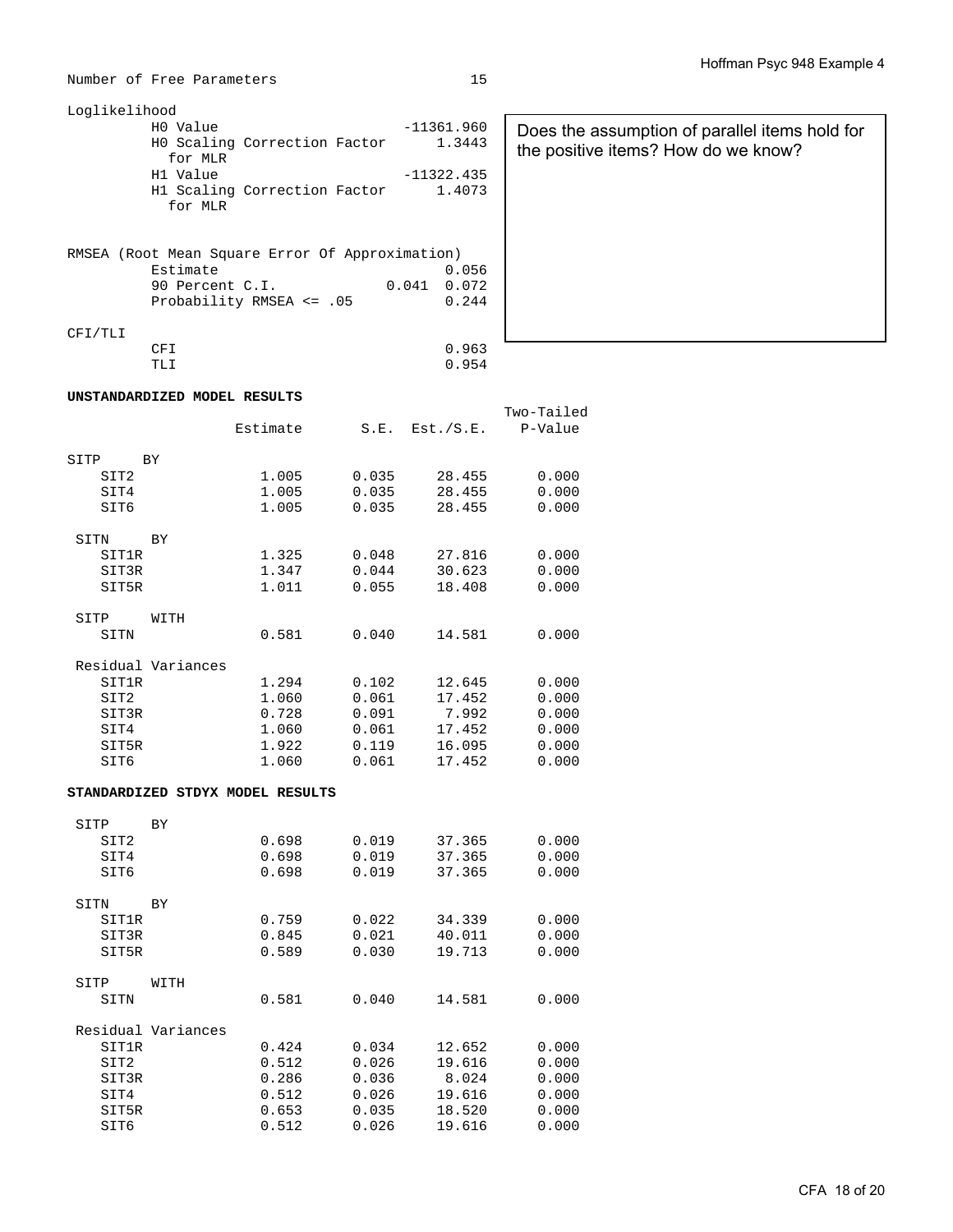```
Number of Free Parameters                       15

Loglikelihood
          H0 Value                      -11361.960
          H0 Scaling Correction Factor      1.3443
            for MLR
          H1 Value                      -11322.435
          H1 Scaling Correction Factor      1.4073
            for MLR

RMSEA (Root Mean Square Error Of Approximation)
          Estimate                           0.056
          90 Percent C.I.                    0.041  0.072
          Probability RMSEA <= .05           0.244

CFI/TLI
          CFI                                0.963
          TLI                                0.954
```

Does the assumption of parallel items hold for the positive items? How do we know?

**UNSTANDARDIZED MODEL RESULTS**

```
                                                    Two-Tailed
                    Estimate       S.E.  Est./S.E.    P-Value

 SITP     BY
    SIT2               1.005      0.035     28.455      0.000
    SIT4               1.005      0.035     28.455      0.000
    SIT6               1.005      0.035     28.455      0.000

 SITN     BY
    SIT1R              1.325      0.048     27.816      0.000
    SIT3R              1.347      0.044     30.623      0.000
    SIT5R              1.011      0.055     18.408      0.000

 SITP     WITH
    SITN               0.581      0.040     14.581      0.000

 Residual Variances
    SIT1R              1.294      0.102     12.645      0.000
    SIT2               1.060      0.061     17.452      0.000
    SIT3R              0.728      0.091      7.992      0.000
    SIT4               1.060      0.061     17.452      0.000
    SIT5R              1.922      0.119     16.095      0.000
    SIT6               1.060      0.061     17.452      0.000
```

**STANDARDIZED STDYX MODEL RESULTS**

```
 SITP     BY
    SIT2               0.698      0.019     37.365      0.000
    SIT4               0.698      0.019     37.365      0.000
    SIT6               0.698      0.019     37.365      0.000

 SITN     BY
    SIT1R              0.759      0.022     34.339      0.000
    SIT3R              0.845      0.021     40.011      0.000
    SIT5R              0.589      0.030     19.713      0.000

 SITP     WITH
    SITN               0.581      0.040     14.581      0.000

 Residual Variances
    SIT1R              0.424      0.034     12.652      0.000
    SIT2               0.512      0.026     19.616      0.000
    SIT3R              0.286      0.036      8.024      0.000
    SIT4               0.512      0.026     19.616      0.000
    SIT5R              0.653      0.035     18.520      0.000
    SIT6               0.512      0.026     19.616      0.000
```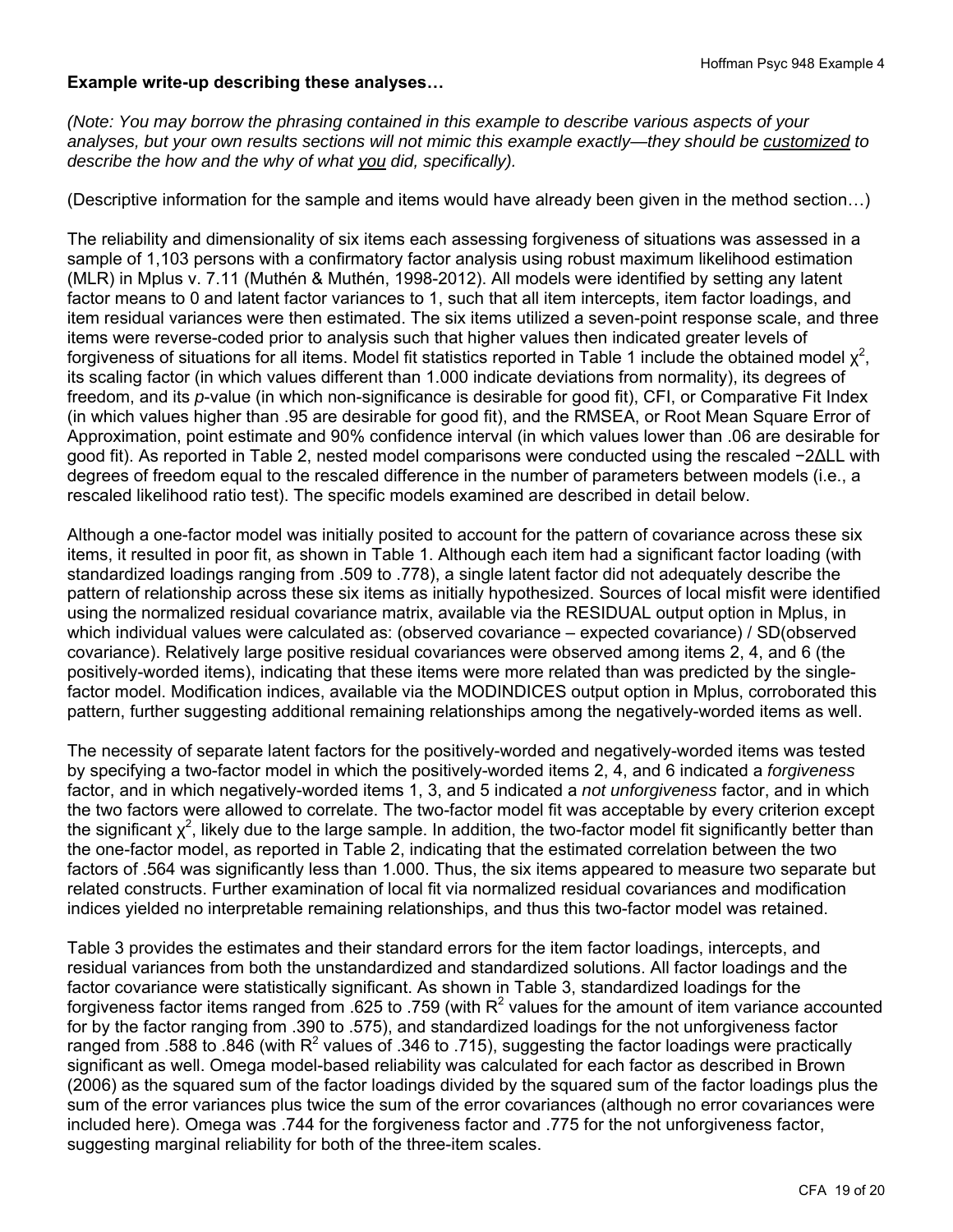**Example write-up describing these analyses…**

*(Note: You may borrow the phrasing contained in this example to describe various aspects of your analyses, but your own results sections will not mimic this example exactly—they should be customized to describe the how and the why of what you did, specifically).*

(Descriptive information for the sample and items would have already been given in the method section…)

The reliability and dimensionality of six items each assessing forgiveness of situations was assessed in a sample of 1,103 persons with a confirmatory factor analysis using robust maximum likelihood estimation (MLR) in Mplus v. 7.11 (Muthén & Muthén, 1998-2012). All models were identified by setting any latent factor means to 0 and latent factor variances to 1, such that all item intercepts, item factor loadings, and item residual variances were then estimated. The six items utilized a seven-point response scale, and three items were reverse-coded prior to analysis such that higher values then indicated greater levels of forgiveness of situations for all items. Model fit statistics reported in Table 1 include the obtained model $\chi^2$, its scaling factor (in which values different than 1.000 indicate deviations from normality), its degrees of freedom, and its *p*-value (in which non-significance is desirable for good fit), CFI, or Comparative Fit Index (in which values higher than .95 are desirable for good fit), and the RMSEA, or Root Mean Square Error of Approximation, point estimate and 90% confidence interval (in which values lower than .06 are desirable for good fit). As reported in Table 2, nested model comparisons were conducted using the rescaled $-2\Delta LL$ with degrees of freedom equal to the rescaled difference in the number of parameters between models (i.e., a rescaled likelihood ratio test). The specific models examined are described in detail below.

Although a one-factor model was initially posited to account for the pattern of covariance across these six items, it resulted in poor fit, as shown in Table 1. Although each item had a significant factor loading (with standardized loadings ranging from .509 to .778), a single latent factor did not adequately describe the pattern of relationship across these six items as initially hypothesized. Sources of local misfit were identified using the normalized residual covariance matrix, available via the RESIDUAL output option in Mplus, in which individual values were calculated as: (observed covariance – expected covariance) / SD(observed covariance). Relatively large positive residual covariances were observed among items 2, 4, and 6 (the positively-worded items), indicating that these items were more related than was predicted by the single-factor model. Modification indices, available via the MODINDICES output option in Mplus, corroborated this pattern, further suggesting additional remaining relationships among the negatively-worded items as well.

The necessity of separate latent factors for the positively-worded and negatively-worded items was tested by specifying a two-factor model in which the positively-worded items 2, 4, and 6 indicated a *forgiveness* factor, and in which negatively-worded items 1, 3, and 5 indicated a *not unforgiveness* factor, and in which the two factors were allowed to correlate. The two-factor model fit was acceptable by every criterion except the significant $\chi^2$, likely due to the large sample. In addition, the two-factor model fit significantly better than the one-factor model, as reported in Table 2, indicating that the estimated correlation between the two factors of .564 was significantly less than 1.000. Thus, the six items appeared to measure two separate but related constructs. Further examination of local fit via normalized residual covariances and modification indices yielded no interpretable remaining relationships, and thus this two-factor model was retained.

Table 3 provides the estimates and their standard errors for the item factor loadings, intercepts, and residual variances from both the unstandardized and standardized solutions. All factor loadings and the factor covariance were statistically significant. As shown in Table 3, standardized loadings for the forgiveness factor items ranged from .625 to .759 (with $R^2$ values for the amount of item variance accounted for by the factor ranging from .390 to .575), and standardized loadings for the not unforgiveness factor ranged from .588 to .846 (with $R^2$ values of .346 to .715), suggesting the factor loadings were practically significant as well. Omega model-based reliability was calculated for each factor as described in Brown (2006) as the squared sum of the factor loadings divided by the squared sum of the factor loadings plus the sum of the error variances plus twice the sum of the error covariances (although no error covariances were included here). Omega was .744 for the forgiveness factor and .775 for the not unforgiveness factor, suggesting marginal reliability for both of the three-item scales.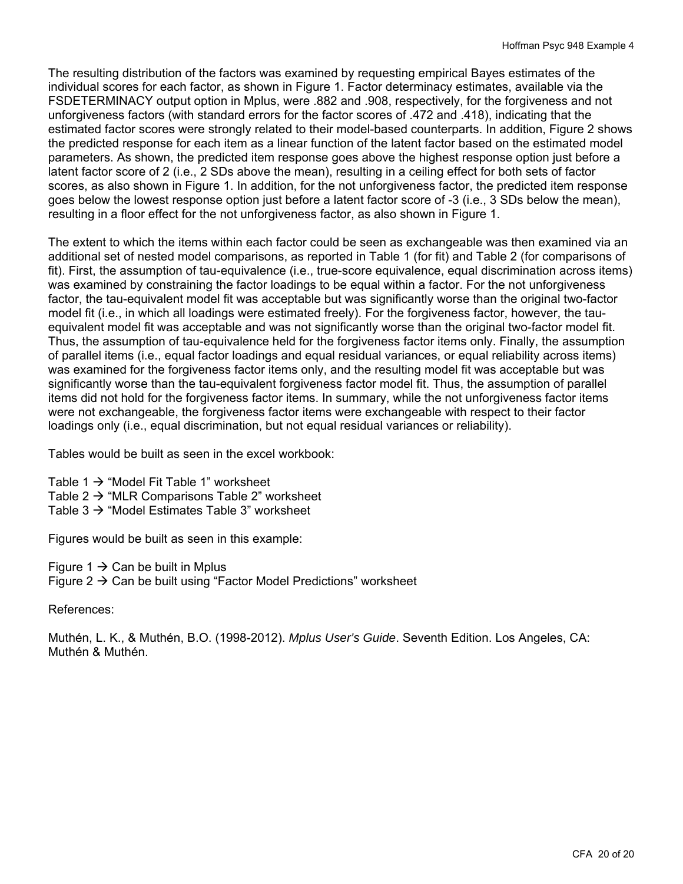The resulting distribution of the factors was examined by requesting empirical Bayes estimates of the individual scores for each factor, as shown in Figure 1. Factor determinacy estimates, available via the FSDETERMINACY output option in Mplus, were .882 and .908, respectively, for the forgiveness and not unforgiveness factors (with standard errors for the factor scores of .472 and .418), indicating that the estimated factor scores were strongly related to their model-based counterparts. In addition, Figure 2 shows the predicted response for each item as a linear function of the latent factor based on the estimated model parameters. As shown, the predicted item response goes above the highest response option just before a latent factor score of 2 (i.e., 2 SDs above the mean), resulting in a ceiling effect for both sets of factor scores, as also shown in Figure 1. In addition, for the not unforgiveness factor, the predicted item response goes below the lowest response option just before a latent factor score of -3 (i.e., 3 SDs below the mean), resulting in a floor effect for the not unforgiveness factor, as also shown in Figure 1.

The extent to which the items within each factor could be seen as exchangeable was then examined via an additional set of nested model comparisons, as reported in Table 1 (for fit) and Table 2 (for comparisons of fit). First, the assumption of tau-equivalence (i.e., true-score equivalence, equal discrimination across items) was examined by constraining the factor loadings to be equal within a factor. For the not unforgiveness factor, the tau-equivalent model fit was acceptable but was significantly worse than the original two-factor model fit (i.e., in which all loadings were estimated freely). For the forgiveness factor, however, the tau-equivalent model fit was acceptable and was not significantly worse than the original two-factor model fit. Thus, the assumption of tau-equivalence held for the forgiveness factor items only. Finally, the assumption of parallel items (i.e., equal factor loadings and equal residual variances, or equal reliability across items) was examined for the forgiveness factor items only, and the resulting model fit was acceptable but was significantly worse than the tau-equivalent forgiveness factor model fit. Thus, the assumption of parallel items did not hold for the forgiveness factor items. In summary, while the not unforgiveness factor items were not exchangeable, the forgiveness factor items were exchangeable with respect to their factor loadings only (i.e., equal discrimination, but not equal residual variances or reliability).

Tables would be built as seen in the excel workbook:

Table 1 → "Model Fit Table 1" worksheet
Table 2 → "MLR Comparisons Table 2" worksheet
Table 3 → "Model Estimates Table 3" worksheet

Figures would be built as seen in this example:

Figure 1 → Can be built in Mplus
Figure 2 → Can be built using "Factor Model Predictions" worksheet

References:

Muthén, L. K., & Muthén, B.O. (1998-2012). *Mplus User's Guide*. Seventh Edition. Los Angeles, CA: Muthén & Muthén.